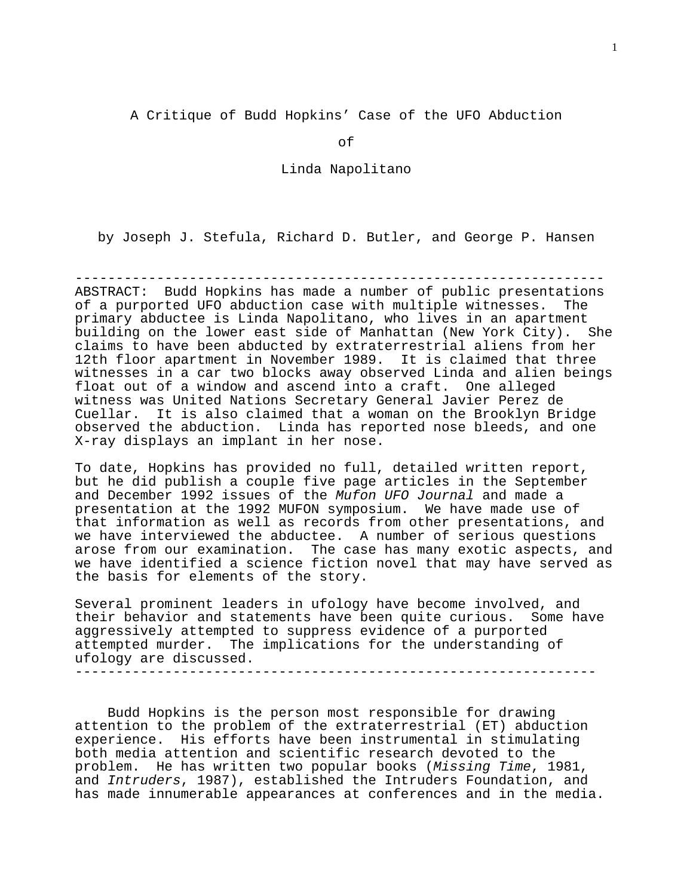# A Critique of Budd Hopkins' Case of the UFO Abduction of Linda Napolitano

by Joseph J. Stefula, Richard D. Butler, and George P. Hansen

---

ABSTRACT: Budd Hopkins has made a number of public presentations of a purported UFO abduction case with multiple witnesses. The primary abductee is Linda Napolitano, who lives in an apartment building on the lower east side of Manhattan (New York City). She claims to have been abducted by extraterrestrial aliens from her 12th floor apartment in November 1989. It is claimed that three witnesses in a car two blocks away observed Linda and alien beings float out of a window and ascend into a craft. One alleged witness was United Nations Secretary General Javier Perez de Cuellar. It is also claimed that a woman on the Brooklyn Bridge observed the abduction. Linda has reported nose bleeds, and one X-ray displays an implant in her nose.

To date, Hopkins has provided no full, detailed written report, but he did publish a couple five page articles in the September and December 1992 issues of the *Mufon UFO Journal* and made a presentation at the 1992 MUFON symposium. We have made use of that information as well as records from other presentations, and we have interviewed the abductee. A number of serious questions arose from our examination. The case has many exotic aspects, and we have identified a science fiction novel that may have served as the basis for elements of the story.

Several prominent leaders in ufology have become involved, and their behavior and statements have been quite curious. Some have aggressively attempted to suppress evidence of a purported attempted murder. The implications for the understanding of ufology are discussed.

---

Budd Hopkins is the person most responsible for drawing attention to the problem of the extraterrestrial (ET) abduction experience. His efforts have been instrumental in stimulating both media attention and scientific research devoted to the problem. He has written two popular books (*Missing Time*, 1981, and *Intruders*, 1987), established the Intruders Foundation, and has made innumerable appearances at conferences and in the media.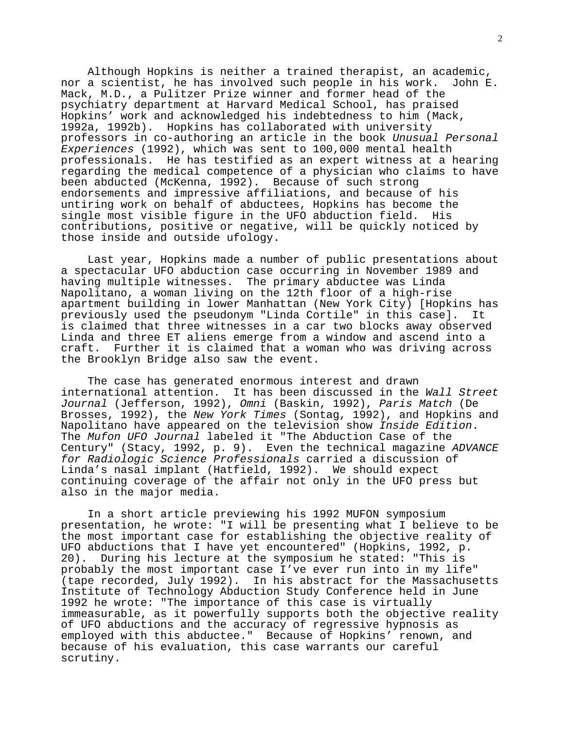Although Hopkins is neither a trained therapist, an academic, nor a scientist, he has involved such people in his work. John E. Mack, M.D., a Pulitzer Prize winner and former head of the psychiatry department at Harvard Medical School, has praised Hopkins' work and acknowledged his indebtedness to him (Mack, 1992a, 1992b). Hopkins has collaborated with university professors in co-authoring an article in the book *Unusual Personal Experiences* (1992), which was sent to 100,000 mental health professionals. He has testified as an expert witness at a hearing regarding the medical competence of a physician who claims to have been abducted (McKenna, 1992). Because of such strong endorsements and impressive affiliations, and because of his untiring work on behalf of abductees, Hopkins has become the single most visible figure in the UFO abduction field. His contributions, positive or negative, will be quickly noticed by those inside and outside ufology.

Last year, Hopkins made a number of public presentations about a spectacular UFO abduction case occurring in November 1989 and having multiple witnesses. The primary abductee was Linda Napolitano, a woman living on the 12th floor of a high-rise apartment building in lower Manhattan (New York City) [Hopkins has previously used the pseudonym "Linda Cortile" in this case]. It is claimed that three witnesses in a car two blocks away observed Linda and three ET aliens emerge from a window and ascend into a craft. Further it is claimed that a woman who was driving across the Brooklyn Bridge also saw the event.

The case has generated enormous interest and drawn international attention. It has been discussed in the *Wall Street Journal* (Jefferson, 1992), *Omni* (Baskin, 1992), *Paris Match* (De Brosses, 1992), the *New York Times* (Sontag, 1992), and Hopkins and Napolitano have appeared on the television show *Inside Edition*. The *Mufon UFO Journal* labeled it "The Abduction Case of the Century" (Stacy, 1992, p. 9). Even the technical magazine *ADVANCE for Radiologic Science Professionals* carried a discussion of Linda's nasal implant (Hatfield, 1992). We should expect continuing coverage of the affair not only in the UFO press but also in the major media.

In a short article previewing his 1992 MUFON symposium presentation, he wrote: "I will be presenting what I believe to be the most important case for establishing the objective reality of UFO abductions that I have yet encountered" (Hopkins, 1992, p. 20). During his lecture at the symposium he stated: "This is probably the most important case I've ever run into in my life" (tape recorded, July 1992). In his abstract for the Massachusetts Institute of Technology Abduction Study Conference held in June 1992 he wrote: "The importance of this case is virtually immeasurable, as it powerfully supports both the objective reality of UFO abductions and the accuracy of regressive hypnosis as employed with this abductee." Because of Hopkins' renown, and because of his evaluation, this case warrants our careful scrutiny.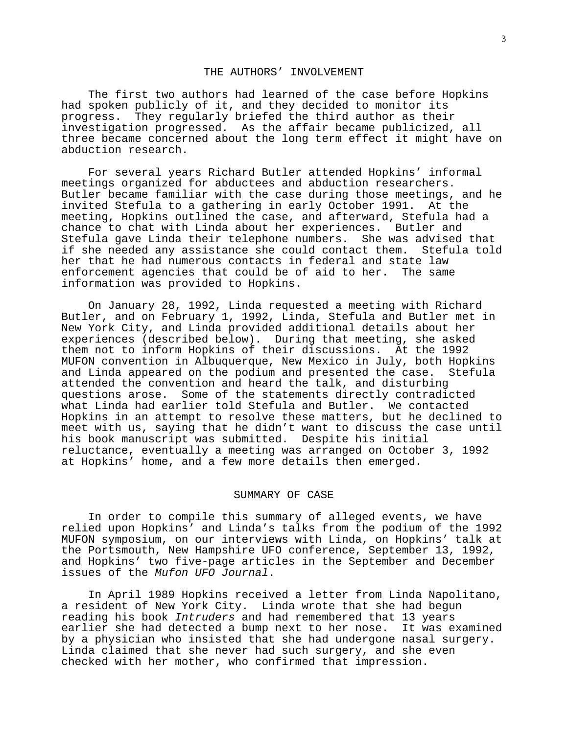## THE AUTHORS' INVOLVEMENT

The first two authors had learned of the case before Hopkins had spoken publicly of it, and they decided to monitor its progress. They regularly briefed the third author as their investigation progressed. As the affair became publicized, all three became concerned about the long term effect it might have on abduction research.

For several years Richard Butler attended Hopkins' informal meetings organized for abductees and abduction researchers. Butler became familiar with the case during those meetings, and he invited Stefula to a gathering in early October 1991. At the meeting, Hopkins outlined the case, and afterward, Stefula had a chance to chat with Linda about her experiences. Butler and Stefula gave Linda their telephone numbers. She was advised that if she needed any assistance she could contact them. Stefula told her that he had numerous contacts in federal and state law enforcement agencies that could be of aid to her. The same information was provided to Hopkins.

On January 28, 1992, Linda requested a meeting with Richard Butler, and on February 1, 1992, Linda, Stefula and Butler met in New York City, and Linda provided additional details about her experiences (described below). During that meeting, she asked them not to inform Hopkins of their discussions. At the 1992 MUFON convention in Albuquerque, New Mexico in July, both Hopkins and Linda appeared on the podium and presented the case. Stefula attended the convention and heard the talk, and disturbing questions arose. Some of the statements directly contradicted what Linda had earlier told Stefula and Butler. We contacted Hopkins in an attempt to resolve these matters, but he declined to meet with us, saying that he didn't want to discuss the case until his book manuscript was submitted. Despite his initial reluctance, eventually a meeting was arranged on October 3, 1992 at Hopkins' home, and a few more details then emerged.

## SUMMARY OF CASE

In order to compile this summary of alleged events, we have relied upon Hopkins' and Linda's talks from the podium of the 1992 MUFON symposium, on our interviews with Linda, on Hopkins' talk at the Portsmouth, New Hampshire UFO conference, September 13, 1992, and Hopkins' two five-page articles in the September and December issues of the *Mufon UFO Journal*.

In April 1989 Hopkins received a letter from Linda Napolitano, a resident of New York City. Linda wrote that she had begun reading his book *Intruders* and had remembered that 13 years earlier she had detected a bump next to her nose. It was examined by a physician who insisted that she had undergone nasal surgery. Linda claimed that she never had such surgery, and she even checked with her mother, who confirmed that impression.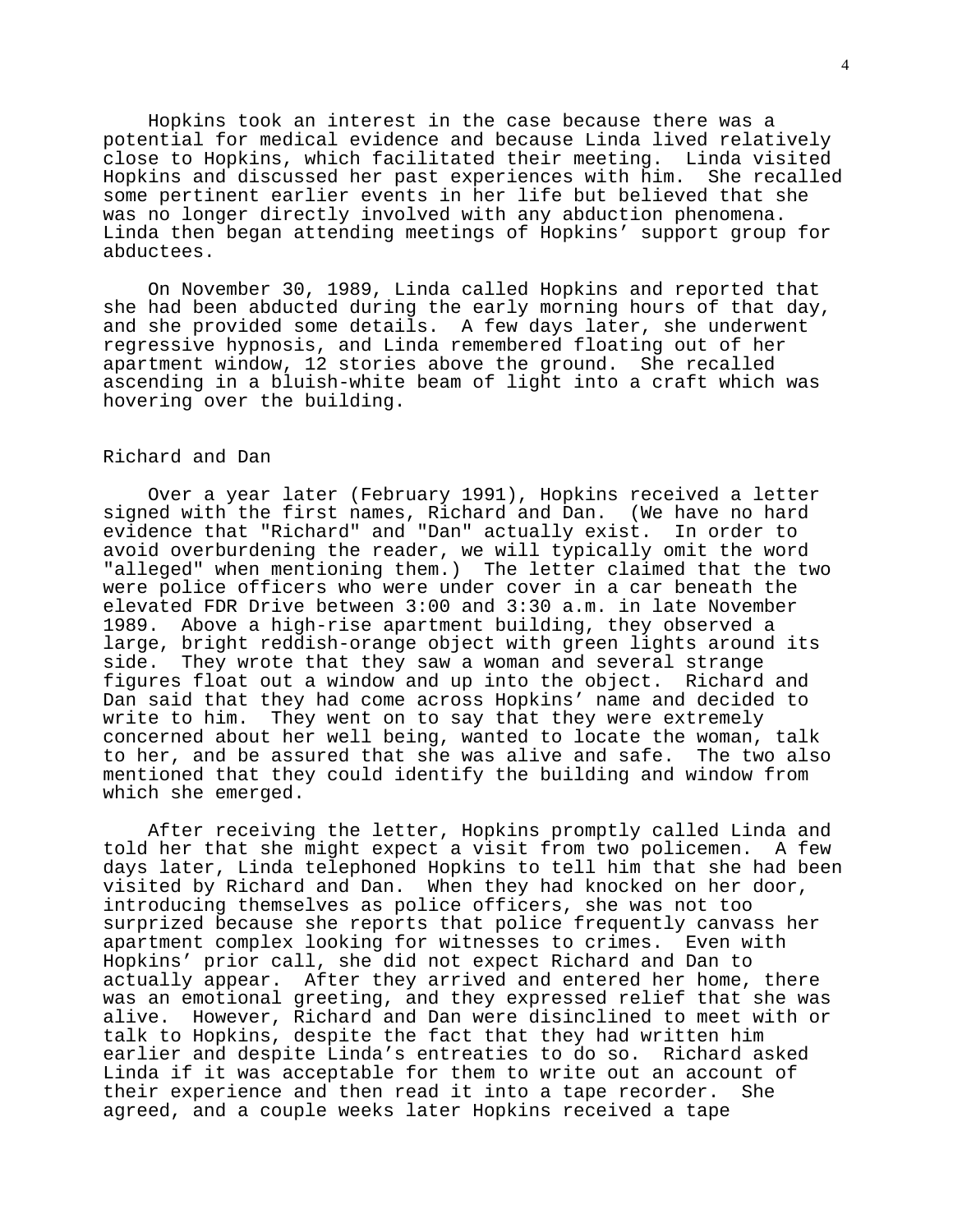Hopkins took an interest in the case because there was a potential for medical evidence and because Linda lived relatively close to Hopkins, which facilitated their meeting. Linda visited Hopkins and discussed her past experiences with him. She recalled some pertinent earlier events in her life but believed that she was no longer directly involved with any abduction phenomena. Linda then began attending meetings of Hopkins' support group for abductees.

On November 30, 1989, Linda called Hopkins and reported that she had been abducted during the early morning hours of that day, and she provided some details. A few days later, she underwent regressive hypnosis, and Linda remembered floating out of her apartment window, 12 stories above the ground. She recalled ascending in a bluish-white beam of light into a craft which was hovering over the building.

## Richard and Dan

Over a year later (February 1991), Hopkins received a letter signed with the first names, Richard and Dan. (We have no hard evidence that "Richard" and "Dan" actually exist. In order to avoid overburdening the reader, we will typically omit the word "alleged" when mentioning them.) The letter claimed that the two were police officers who were under cover in a car beneath the elevated FDR Drive between 3:00 and 3:30 a.m. in late November 1989. Above a high-rise apartment building, they observed a large, bright reddish-orange object with green lights around its side. They wrote that they saw a woman and several strange figures float out a window and up into the object. Richard and Dan said that they had come across Hopkins' name and decided to write to him. They went on to say that they were extremely concerned about her well being, wanted to locate the woman, talk to her, and be assured that she was alive and safe. The two also mentioned that they could identify the building and window from which she emerged.

After receiving the letter, Hopkins promptly called Linda and told her that she might expect a visit from two policemen. A few days later, Linda telephoned Hopkins to tell him that she had been visited by Richard and Dan. When they had knocked on her door, introducing themselves as police officers, she was not too surprized because she reports that police frequently canvass her apartment complex looking for witnesses to crimes. Even with Hopkins' prior call, she did not expect Richard and Dan to actually appear. After they arrived and entered her home, there was an emotional greeting, and they expressed relief that she was alive. However, Richard and Dan were disinclined to meet with or talk to Hopkins, despite the fact that they had written him earlier and despite Linda's entreaties to do so. Richard asked Linda if it was acceptable for them to write out an account of their experience and then read it into a tape recorder. She agreed, and a couple weeks later Hopkins received a tape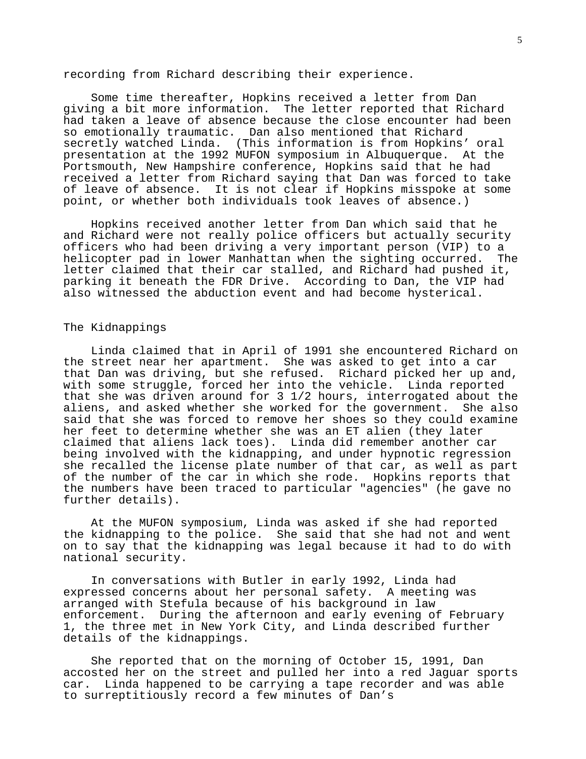recording from Richard describing their experience.

Some time thereafter, Hopkins received a letter from Dan giving a bit more information. The letter reported that Richard had taken a leave of absence because the close encounter had been so emotionally traumatic. Dan also mentioned that Richard secretly watched Linda. (This information is from Hopkins' oral presentation at the 1992 MUFON symposium in Albuquerque. At the Portsmouth, New Hampshire conference, Hopkins said that he had received a letter from Richard saying that Dan was forced to take of leave of absence. It is not clear if Hopkins misspoke at some point, or whether both individuals took leaves of absence.)

Hopkins received another letter from Dan which said that he and Richard were not really police officers but actually security officers who had been driving a very important person (VIP) to a helicopter pad in lower Manhattan when the sighting occurred. The letter claimed that their car stalled, and Richard had pushed it, parking it beneath the FDR Drive. According to Dan, the VIP had also witnessed the abduction event and had become hysterical.

## The Kidnappings

Linda claimed that in April of 1991 she encountered Richard on the street near her apartment. She was asked to get into a car that Dan was driving, but she refused. Richard picked her up and, with some struggle, forced her into the vehicle. Linda reported that she was driven around for 3 1/2 hours, interrogated about the aliens, and asked whether she worked for the government. She also said that she was forced to remove her shoes so they could examine her feet to determine whether she was an ET alien (they later claimed that aliens lack toes). Linda did remember another car being involved with the kidnapping, and under hypnotic regression she recalled the license plate number of that car, as well as part of the number of the car in which she rode. Hopkins reports that the numbers have been traced to particular "agencies" (he gave no further details).

At the MUFON symposium, Linda was asked if she had reported the kidnapping to the police. She said that she had not and went on to say that the kidnapping was legal because it had to do with national security.

In conversations with Butler in early 1992, Linda had expressed concerns about her personal safety. A meeting was arranged with Stefula because of his background in law enforcement. During the afternoon and early evening of February 1, the three met in New York City, and Linda described further details of the kidnappings.

She reported that on the morning of October 15, 1991, Dan accosted her on the street and pulled her into a red Jaguar sports car. Linda happened to be carrying a tape recorder and was able to surreptitiously record a few minutes of Dan's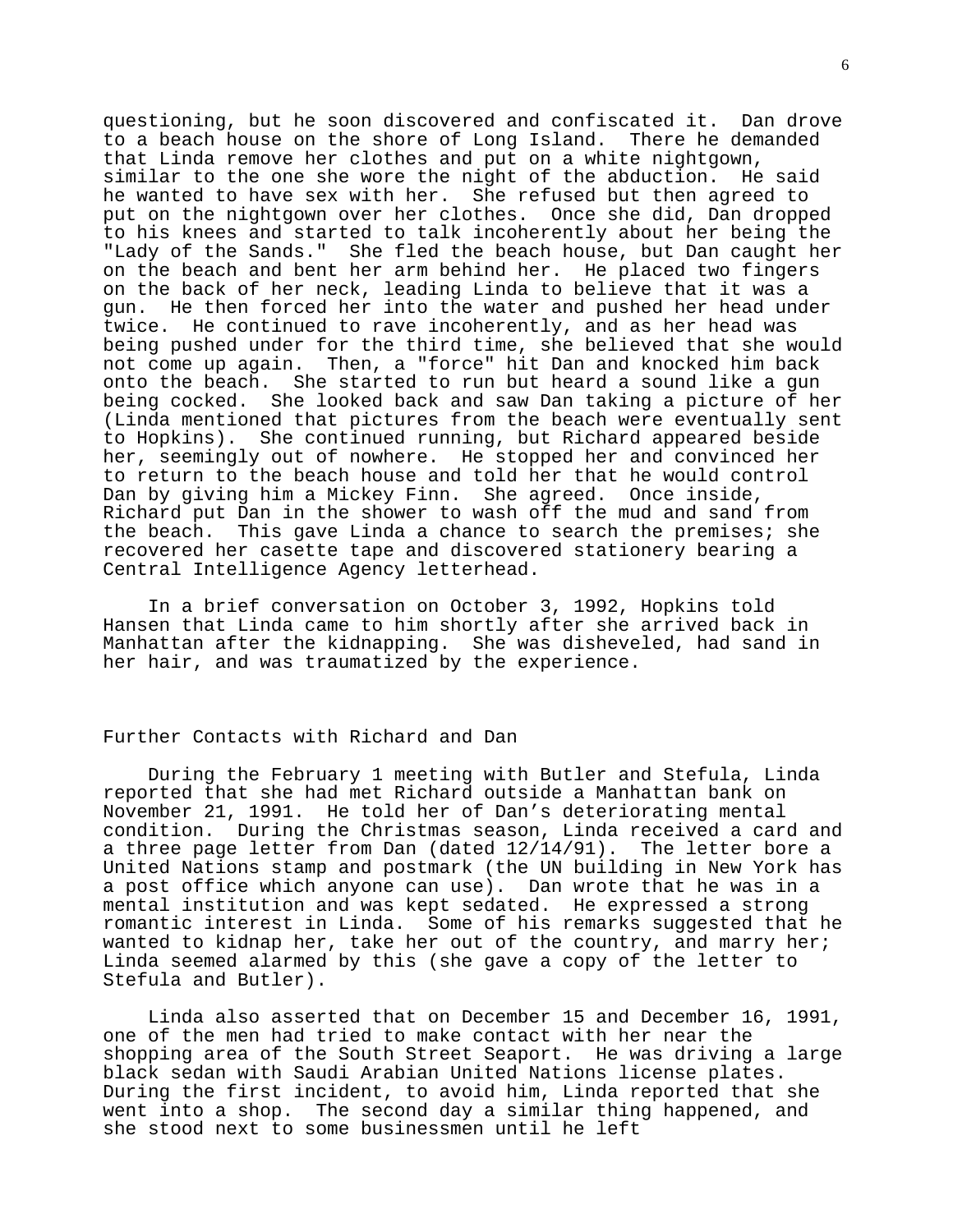questioning, but he soon discovered and confiscated it. Dan drove to a beach house on the shore of Long Island. There he demanded that Linda remove her clothes and put on a white nightgown, similar to the one she wore the night of the abduction. He said he wanted to have sex with her. She refused but then agreed to put on the nightgown over her clothes. Once she did, Dan dropped to his knees and started to talk incoherently about her being the "Lady of the Sands." She fled the beach house, but Dan caught her on the beach and bent her arm behind her. He placed two fingers on the back of her neck, leading Linda to believe that it was a gun. He then forced her into the water and pushed her head under twice. He continued to rave incoherently, and as her head was being pushed under for the third time, she believed that she would not come up again. Then, a "force" hit Dan and knocked him back onto the beach. She started to run but heard a sound like a gun being cocked. She looked back and saw Dan taking a picture of her (Linda mentioned that pictures from the beach were eventually sent to Hopkins). She continued running, but Richard appeared beside her, seemingly out of nowhere. He stopped her and convinced her to return to the beach house and told her that he would control Dan by giving him a Mickey Finn. She agreed. Once inside, Richard put Dan in the shower to wash off the mud and sand from the beach. This gave Linda a chance to search the premises; she recovered her casette tape and discovered stationery bearing a Central Intelligence Agency letterhead.

In a brief conversation on October 3, 1992, Hopkins told Hansen that Linda came to him shortly after she arrived back in Manhattan after the kidnapping. She was disheveled, had sand in her hair, and was traumatized by the experience.

## Further Contacts with Richard and Dan

During the February 1 meeting with Butler and Stefula, Linda reported that she had met Richard outside a Manhattan bank on November 21, 1991. He told her of Dan's deteriorating mental condition. During the Christmas season, Linda received a card and a three page letter from Dan (dated 12/14/91). The letter bore a United Nations stamp and postmark (the UN building in New York has a post office which anyone can use). Dan wrote that he was in a mental institution and was kept sedated. He expressed a strong romantic interest in Linda. Some of his remarks suggested that he wanted to kidnap her, take her out of the country, and marry her; Linda seemed alarmed by this (she gave a copy of the letter to Stefula and Butler).

Linda also asserted that on December 15 and December 16, 1991, one of the men had tried to make contact with her near the shopping area of the South Street Seaport. He was driving a large black sedan with Saudi Arabian United Nations license plates. During the first incident, to avoid him, Linda reported that she went into a shop. The second day a similar thing happened, and she stood next to some businessmen until he left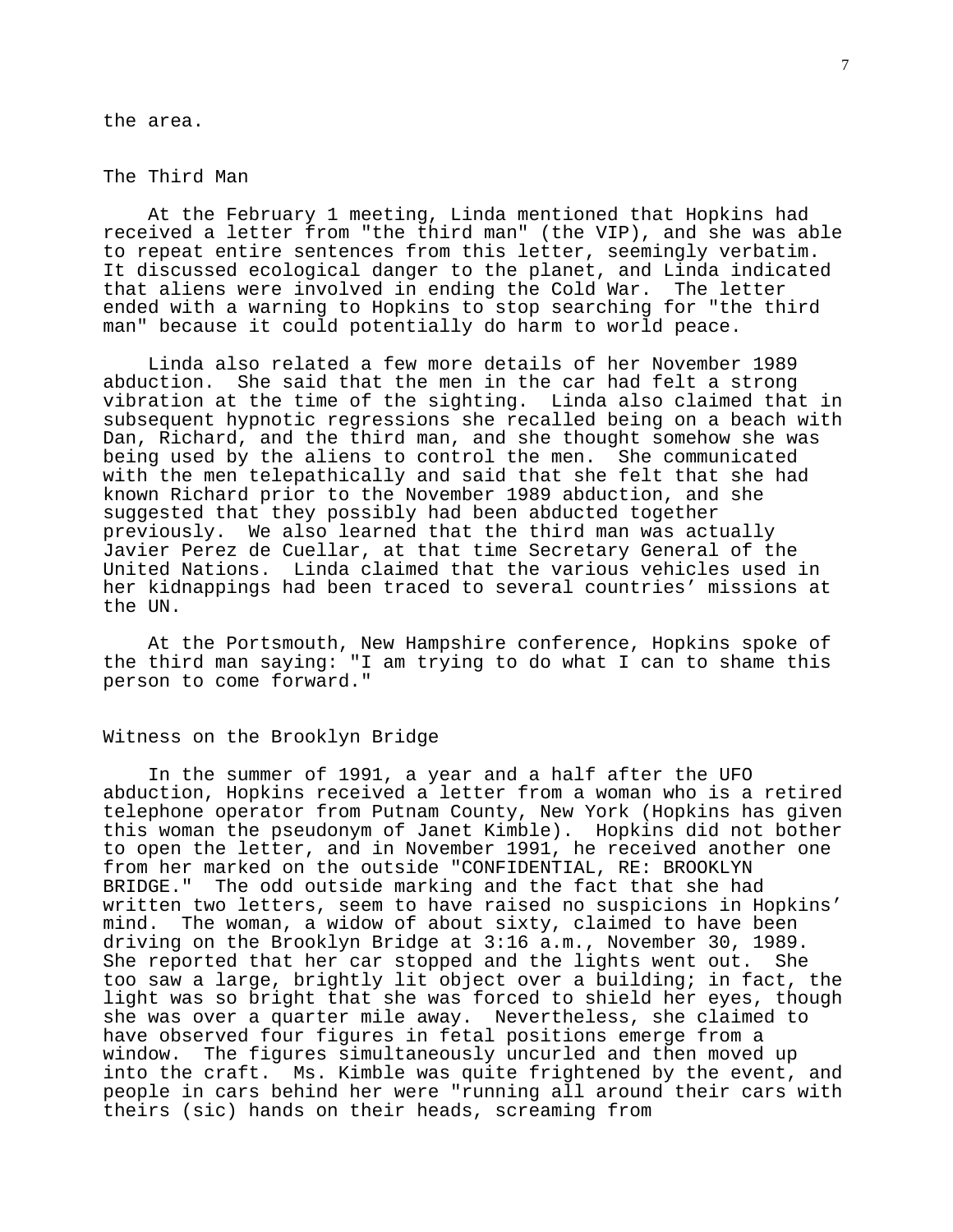the area.

## The Third Man

At the February 1 meeting, Linda mentioned that Hopkins had received a letter from "the third man" (the VIP), and she was able to repeat entire sentences from this letter, seemingly verbatim. It discussed ecological danger to the planet, and Linda indicated that aliens were involved in ending the Cold War. The letter ended with a warning to Hopkins to stop searching for "the third man" because it could potentially do harm to world peace.

Linda also related a few more details of her November 1989 abduction. She said that the men in the car had felt a strong vibration at the time of the sighting. Linda also claimed that in subsequent hypnotic regressions she recalled being on a beach with Dan, Richard, and the third man, and she thought somehow she was being used by the aliens to control the men. She communicated with the men telepathically and said that she felt that she had known Richard prior to the November 1989 abduction, and she suggested that they possibly had been abducted together previously. We also learned that the third man was actually Javier Perez de Cuellar, at that time Secretary General of the United Nations. Linda claimed that the various vehicles used in her kidnappings had been traced to several countries' missions at the UN.

At the Portsmouth, New Hampshire conference, Hopkins spoke of the third man saying: "I am trying to do what I can to shame this person to come forward."

## Witness on the Brooklyn Bridge

In the summer of 1991, a year and a half after the UFO abduction, Hopkins received a letter from a woman who is a retired telephone operator from Putnam County, New York (Hopkins has given this woman the pseudonym of Janet Kimble). Hopkins did not bother to open the letter, and in November 1991, he received another one from her marked on the outside "CONFIDENTIAL, RE: BROOKLYN BRIDGE." The odd outside marking and the fact that she had written two letters, seem to have raised no suspicions in Hopkins' mind. The woman, a widow of about sixty, claimed to have been driving on the Brooklyn Bridge at 3:16 a.m., November 30, 1989. She reported that her car stopped and the lights went out. She too saw a large, brightly lit object over a building; in fact, the light was so bright that she was forced to shield her eyes, though she was over a quarter mile away. Nevertheless, she claimed to have observed four figures in fetal positions emerge from a window. The figures simultaneously uncurled and then moved up into the craft. Ms. Kimble was quite frightened by the event, and people in cars behind her were "running all around their cars with theirs (sic) hands on their heads, screaming from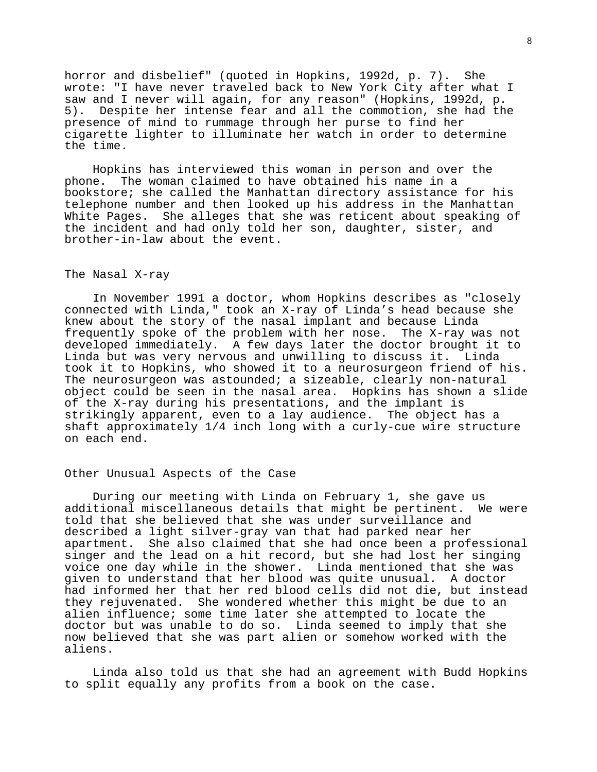horror and disbelief" (quoted in Hopkins, 1992d, p. 7). She wrote: "I have never traveled back to New York City after what I saw and I never will again, for any reason" (Hopkins, 1992d, p. 5). Despite her intense fear and all the commotion, she had the presence of mind to rummage through her purse to find her cigarette lighter to illuminate her watch in order to determine the time.

Hopkins has interviewed this woman in person and over the phone. The woman claimed to have obtained his name in a bookstore; she called the Manhattan directory assistance for his telephone number and then looked up his address in the Manhattan White Pages. She alleges that she was reticent about speaking of the incident and had only told her son, daughter, sister, and brother-in-law about the event.

## The Nasal X-ray

In November 1991 a doctor, whom Hopkins describes as "closely connected with Linda," took an X-ray of Linda's head because she knew about the story of the nasal implant and because Linda frequently spoke of the problem with her nose. The X-ray was not developed immediately. A few days later the doctor brought it to Linda but was very nervous and unwilling to discuss it. Linda took it to Hopkins, who showed it to a neurosurgeon friend of his. The neurosurgeon was astounded; a sizeable, clearly non-natural object could be seen in the nasal area. Hopkins has shown a slide of the X-ray during his presentations, and the implant is strikingly apparent, even to a lay audience. The object has a shaft approximately 1/4 inch long with a curly-cue wire structure on each end.

## Other Unusual Aspects of the Case

During our meeting with Linda on February 1, she gave us additional miscellaneous details that might be pertinent. We were told that she believed that she was under surveillance and described a light silver-gray van that had parked near her apartment. She also claimed that she had once been a professional singer and the lead on a hit record, but she had lost her singing voice one day while in the shower. Linda mentioned that she was given to understand that her blood was quite unusual. A doctor had informed her that her red blood cells did not die, but instead they rejuvenated. She wondered whether this might be due to an alien influence; some time later she attempted to locate the doctor but was unable to do so. Linda seemed to imply that she now believed that she was part alien or somehow worked with the aliens.

Linda also told us that she had an agreement with Budd Hopkins to split equally any profits from a book on the case.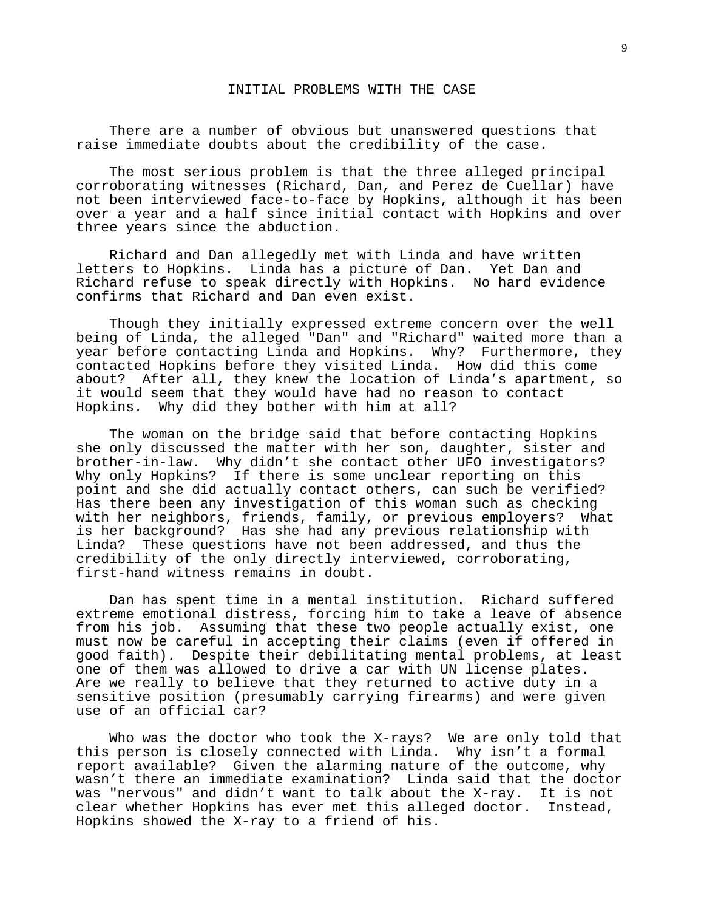## INITIAL PROBLEMS WITH THE CASE

There are a number of obvious but unanswered questions that raise immediate doubts about the credibility of the case.

The most serious problem is that the three alleged principal corroborating witnesses (Richard, Dan, and Perez de Cuellar) have not been interviewed face-to-face by Hopkins, although it has been over a year and a half since initial contact with Hopkins and over three years since the abduction.

Richard and Dan allegedly met with Linda and have written letters to Hopkins. Linda has a picture of Dan. Yet Dan and Richard refuse to speak directly with Hopkins. No hard evidence confirms that Richard and Dan even exist.

Though they initially expressed extreme concern over the well being of Linda, the alleged "Dan" and "Richard" waited more than a year before contacting Linda and Hopkins. Why? Furthermore, they contacted Hopkins before they visited Linda. How did this come about? After all, they knew the location of Linda's apartment, so it would seem that they would have had no reason to contact Hopkins. Why did they bother with him at all?

The woman on the bridge said that before contacting Hopkins she only discussed the matter with her son, daughter, sister and brother-in-law. Why didn't she contact other UFO investigators? Why only Hopkins? If there is some unclear reporting on this point and she did actually contact others, can such be verified? Has there been any investigation of this woman such as checking with her neighbors, friends, family, or previous employers? What is her background? Has she had any previous relationship with Linda? These questions have not been addressed, and thus the credibility of the only directly interviewed, corroborating, first-hand witness remains in doubt.

Dan has spent time in a mental institution. Richard suffered extreme emotional distress, forcing him to take a leave of absence from his job. Assuming that these two people actually exist, one must now be careful in accepting their claims (even if offered in good faith). Despite their debilitating mental problems, at least one of them was allowed to drive a car with UN license plates. Are we really to believe that they returned to active duty in a sensitive position (presumably carrying firearms) and were given use of an official car?

Who was the doctor who took the X-rays? We are only told that this person is closely connected with Linda. Why isn't a formal report available? Given the alarming nature of the outcome, why wasn't there an immediate examination? Linda said that the doctor was "nervous" and didn't want to talk about the X-ray. It is not clear whether Hopkins has ever met this alleged doctor. Instead, Hopkins showed the X-ray to a friend of his.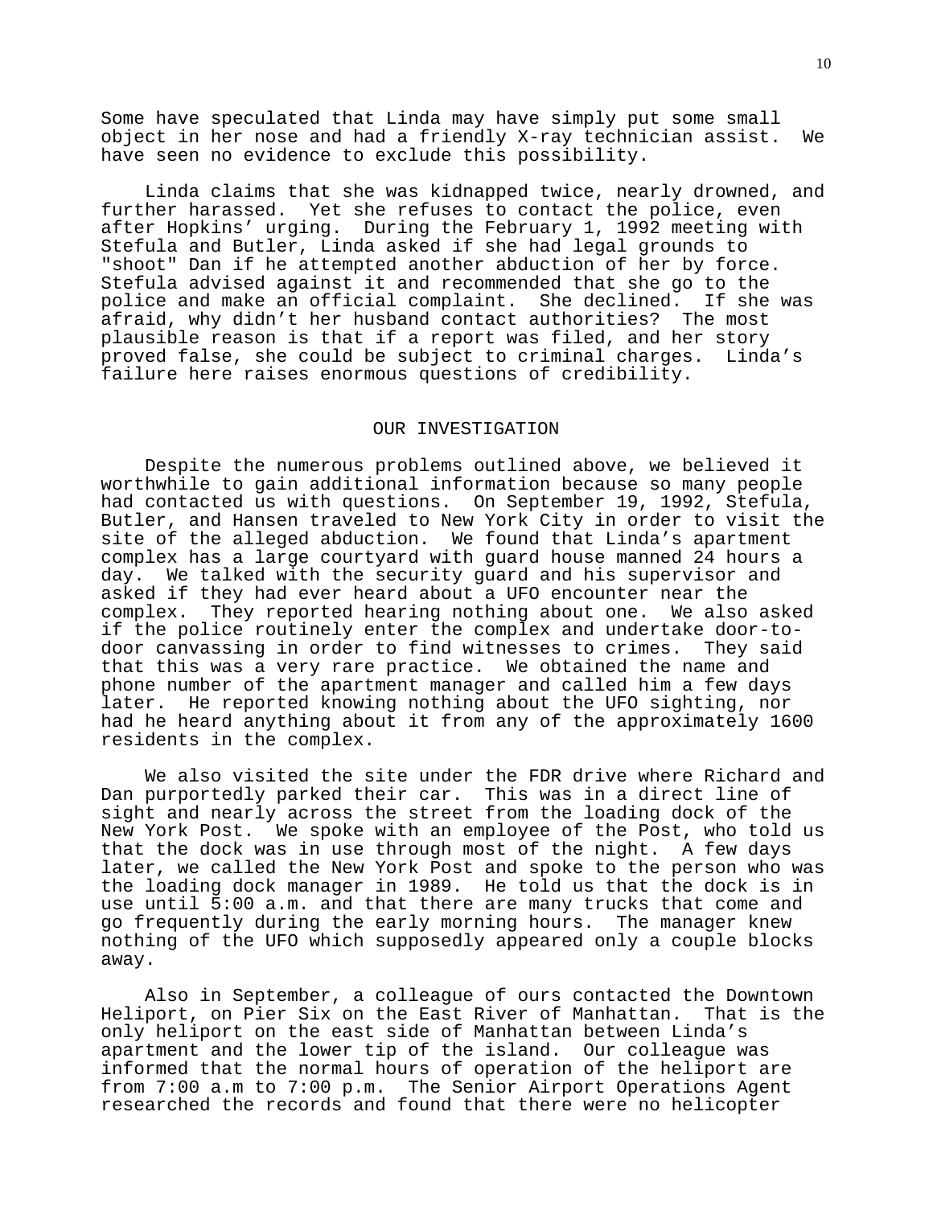Some have speculated that Linda may have simply put some small object in her nose and had a friendly X-ray technician assist. We have seen no evidence to exclude this possibility.

Linda claims that she was kidnapped twice, nearly drowned, and further harassed. Yet she refuses to contact the police, even after Hopkins' urging. During the February 1, 1992 meeting with Stefula and Butler, Linda asked if she had legal grounds to "shoot" Dan if he attempted another abduction of her by force. Stefula advised against it and recommended that she go to the police and make an official complaint. She declined. If she was afraid, why didn't her husband contact authorities? The most plausible reason is that if a report was filed, and her story proved false, she could be subject to criminal charges. Linda's failure here raises enormous questions of credibility.

## OUR INVESTIGATION

Despite the numerous problems outlined above, we believed it worthwhile to gain additional information because so many people had contacted us with questions. On September 19, 1992, Stefula, Butler, and Hansen traveled to New York City in order to visit the site of the alleged abduction. We found that Linda's apartment complex has a large courtyard with guard house manned 24 hours a day. We talked with the security guard and his supervisor and asked if they had ever heard about a UFO encounter near the complex. They reported hearing nothing about one. We also asked if the police routinely enter the complex and undertake door-to-door canvassing in order to find witnesses to crimes. They said that this was a very rare practice. We obtained the name and phone number of the apartment manager and called him a few days later. He reported knowing nothing about the UFO sighting, nor had he heard anything about it from any of the approximately 1600 residents in the complex.

We also visited the site under the FDR drive where Richard and Dan purportedly parked their car. This was in a direct line of sight and nearly across the street from the loading dock of the New York Post. We spoke with an employee of the Post, who told us that the dock was in use through most of the night. A few days later, we called the New York Post and spoke to the person who was the loading dock manager in 1989. He told us that the dock is in use until 5:00 a.m. and that there are many trucks that come and go frequently during the early morning hours. The manager knew nothing of the UFO which supposedly appeared only a couple blocks away.

Also in September, a colleague of ours contacted the Downtown Heliport, on Pier Six on the East River of Manhattan. That is the only heliport on the east side of Manhattan between Linda's apartment and the lower tip of the island. Our colleague was informed that the normal hours of operation of the heliport are from 7:00 a.m to 7:00 p.m. The Senior Airport Operations Agent researched the records and found that there were no helicopter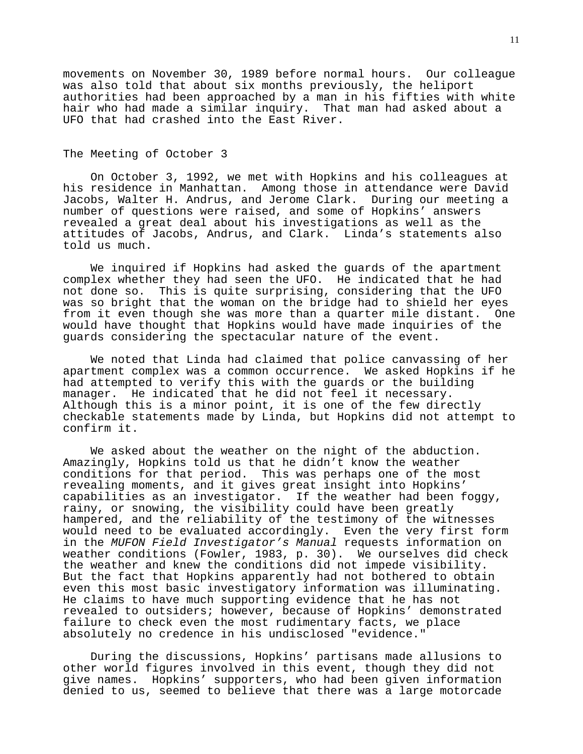movements on November 30, 1989 before normal hours. Our colleague was also told that about six months previously, the heliport authorities had been approached by a man in his fifties with white hair who had made a similar inquiry. That man had asked about a UFO that had crashed into the East River.

## The Meeting of October 3

On October 3, 1992, we met with Hopkins and his colleagues at his residence in Manhattan. Among those in attendance were David Jacobs, Walter H. Andrus, and Jerome Clark. During our meeting a number of questions were raised, and some of Hopkins' answers revealed a great deal about his investigations as well as the attitudes of Jacobs, Andrus, and Clark. Linda's statements also told us much.

We inquired if Hopkins had asked the guards of the apartment complex whether they had seen the UFO. He indicated that he had not done so. This is quite surprising, considering that the UFO was so bright that the woman on the bridge had to shield her eyes from it even though she was more than a quarter mile distant. One would have thought that Hopkins would have made inquiries of the guards considering the spectacular nature of the event.

We noted that Linda had claimed that police canvassing of her apartment complex was a common occurrence. We asked Hopkins if he had attempted to verify this with the guards or the building manager. He indicated that he did not feel it necessary. Although this is a minor point, it is one of the few directly checkable statements made by Linda, but Hopkins did not attempt to confirm it.

We asked about the weather on the night of the abduction. Amazingly, Hopkins told us that he didn't know the weather conditions for that period. This was perhaps one of the most revealing moments, and it gives great insight into Hopkins' capabilities as an investigator. If the weather had been foggy, rainy, or snowing, the visibility could have been greatly hampered, and the reliability of the testimony of the witnesses would need to be evaluated accordingly. Even the very first form in the *MUFON Field Investigator's Manual* requests information on weather conditions (Fowler, 1983, p. 30). We ourselves did check the weather and knew the conditions did not impede visibility. But the fact that Hopkins apparently had not bothered to obtain even this most basic investigatory information was illuminating. He claims to have much supporting evidence that he has not revealed to outsiders; however, because of Hopkins' demonstrated failure to check even the most rudimentary facts, we place absolutely no credence in his undisclosed "evidence."

During the discussions, Hopkins' partisans made allusions to other world figures involved in this event, though they did not give names. Hopkins' supporters, who had been given information denied to us, seemed to believe that there was a large motorcade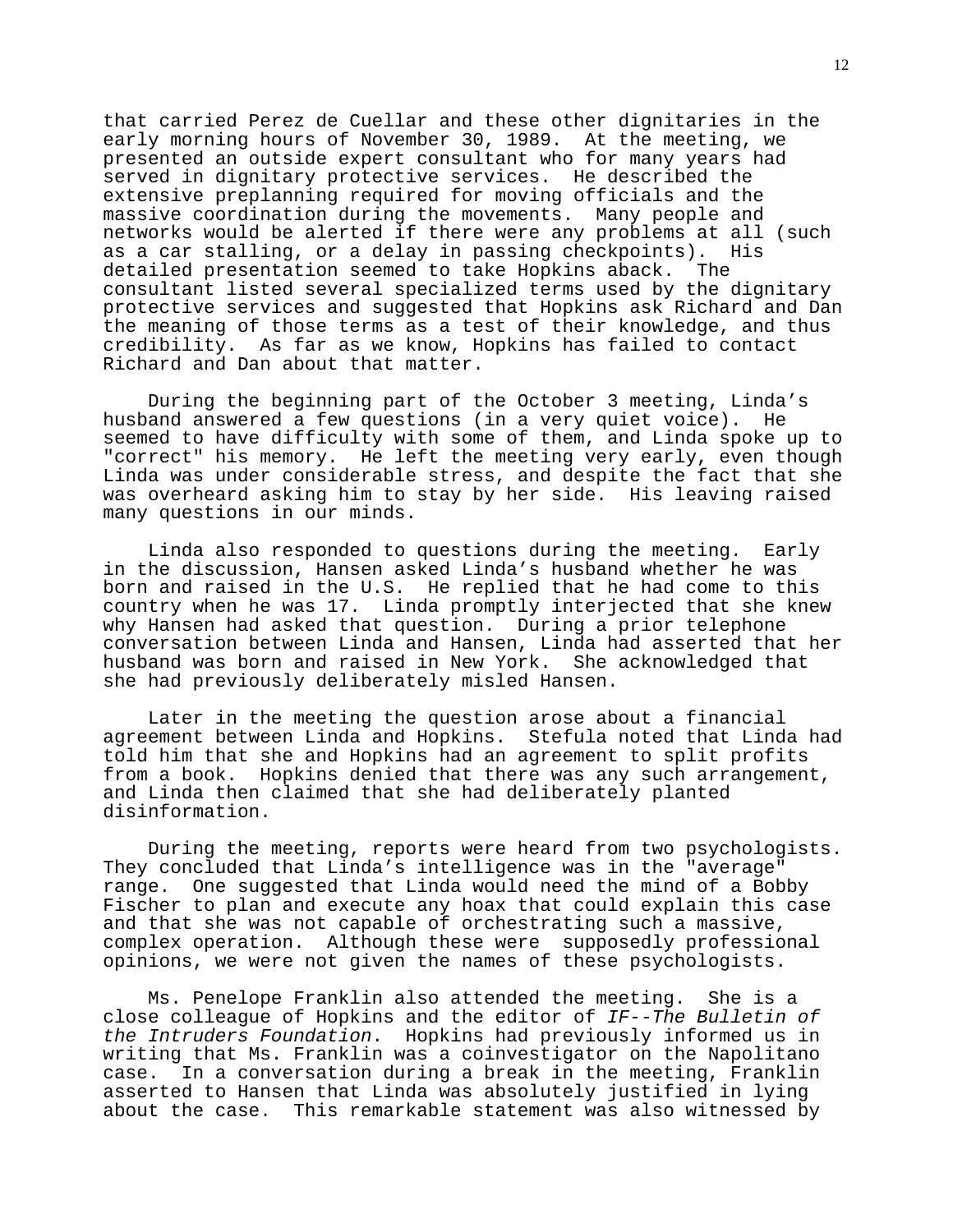that carried Perez de Cuellar and these other dignitaries in the early morning hours of November 30, 1989. At the meeting, we presented an outside expert consultant who for many years had served in dignitary protective services. He described the extensive preplanning required for moving officials and the massive coordination during the movements. Many people and networks would be alerted if there were any problems at all (such as a car stalling, or a delay in passing checkpoints). His detailed presentation seemed to take Hopkins aback. The consultant listed several specialized terms used by the dignitary protective services and suggested that Hopkins ask Richard and Dan the meaning of those terms as a test of their knowledge, and thus credibility. As far as we know, Hopkins has failed to contact Richard and Dan about that matter.

During the beginning part of the October 3 meeting, Linda's husband answered a few questions (in a very quiet voice). He seemed to have difficulty with some of them, and Linda spoke up to "correct" his memory. He left the meeting very early, even though Linda was under considerable stress, and despite the fact that she was overheard asking him to stay by her side. His leaving raised many questions in our minds.

Linda also responded to questions during the meeting. Early in the discussion, Hansen asked Linda's husband whether he was born and raised in the U.S. He replied that he had come to this country when he was 17. Linda promptly interjected that she knew why Hansen had asked that question. During a prior telephone conversation between Linda and Hansen, Linda had asserted that her husband was born and raised in New York. She acknowledged that she had previously deliberately misled Hansen.

Later in the meeting the question arose about a financial agreement between Linda and Hopkins. Stefula noted that Linda had told him that she and Hopkins had an agreement to split profits from a book. Hopkins denied that there was any such arrangement, and Linda then claimed that she had deliberately planted disinformation.

During the meeting, reports were heard from two psychologists. They concluded that Linda's intelligence was in the "average" range. One suggested that Linda would need the mind of a Bobby Fischer to plan and execute any hoax that could explain this case and that she was not capable of orchestrating such a massive, complex operation. Although these were supposedly professional opinions, we were not given the names of these psychologists.

Ms. Penelope Franklin also attended the meeting. She is a close colleague of Hopkins and the editor of *IF--The Bulletin of the Intruders Foundation*. Hopkins had previously informed us in writing that Ms. Franklin was a coinvestigator on the Napolitano case. In a conversation during a break in the meeting, Franklin asserted to Hansen that Linda was absolutely justified in lying about the case. This remarkable statement was also witnessed by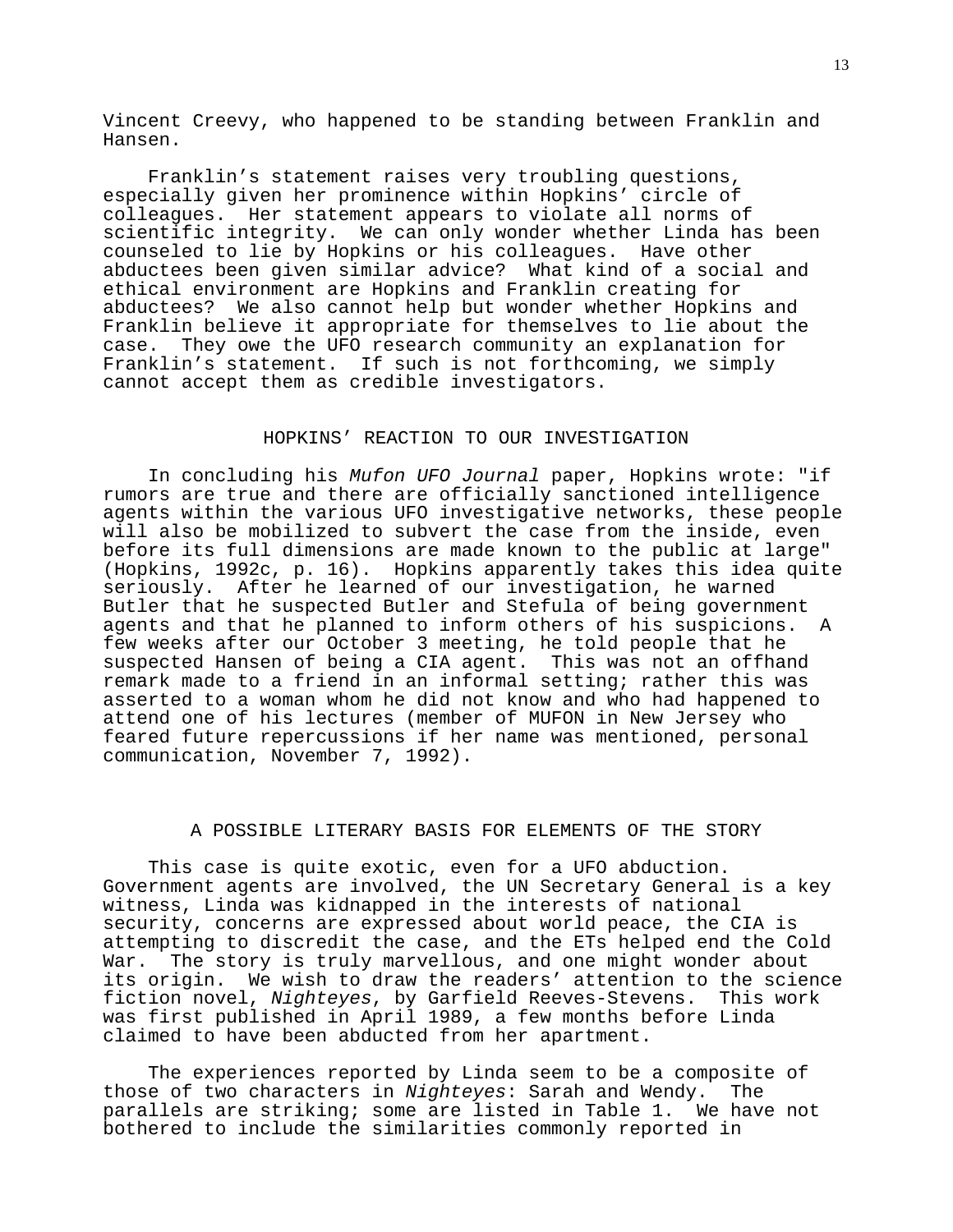Vincent Creevy, who happened to be standing between Franklin and Hansen.

Franklin’s statement raises very troubling questions, especially given her prominence within Hopkins’ circle of colleagues. Her statement appears to violate all norms of scientific integrity. We can only wonder whether Linda has been counseled to lie by Hopkins or his colleagues. Have other abductees been given similar advice? What kind of a social and ethical environment are Hopkins and Franklin creating for abductees? We also cannot help but wonder whether Hopkins and Franklin believe it appropriate for themselves to lie about the case. They owe the UFO research community an explanation for Franklin’s statement. If such is not forthcoming, we simply cannot accept them as credible investigators.

## HOPKINS’ REACTION TO OUR INVESTIGATION

In concluding his *Mufon UFO Journal* paper, Hopkins wrote: "if rumors are true and there are officially sanctioned intelligence agents within the various UFO investigative networks, these people will also be mobilized to subvert the case from the inside, even before its full dimensions are made known to the public at large" (Hopkins, 1992c, p. 16). Hopkins apparently takes this idea quite seriously. After he learned of our investigation, he warned Butler that he suspected Butler and Stefula of being government agents and that he planned to inform others of his suspicions. A few weeks after our October 3 meeting, he told people that he suspected Hansen of being a CIA agent. This was not an offhand remark made to a friend in an informal setting; rather this was asserted to a woman whom he did not know and who had happened to attend one of his lectures (member of MUFON in New Jersey who feared future repercussions if her name was mentioned, personal communication, November 7, 1992).

## A POSSIBLE LITERARY BASIS FOR ELEMENTS OF THE STORY

This case is quite exotic, even for a UFO abduction. Government agents are involved, the UN Secretary General is a key witness, Linda was kidnapped in the interests of national security, concerns are expressed about world peace, the CIA is attempting to discredit the case, and the ETs helped end the Cold War. The story is truly marvellous, and one might wonder about its origin. We wish to draw the readers’ attention to the science fiction novel, *Nighteyes*, by Garfield Reeves-Stevens. This work was first published in April 1989, a few months before Linda claimed to have been abducted from her apartment.

The experiences reported by Linda seem to be a composite of those of two characters in *Nighteyes*: Sarah and Wendy. The parallels are striking; some are listed in Table 1. We have not bothered to include the similarities commonly reported in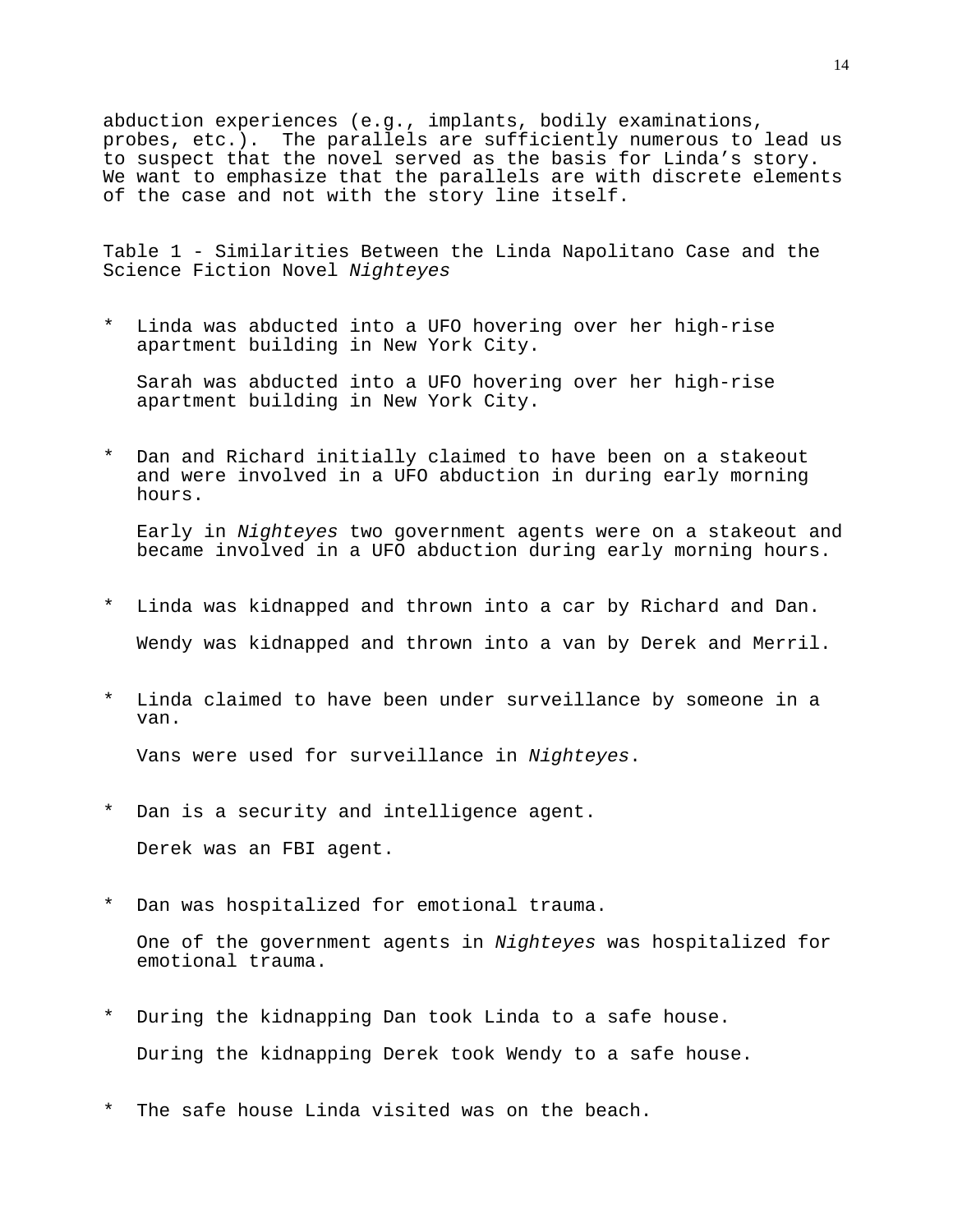abduction experiences (e.g., implants, bodily examinations, probes, etc.). The parallels are sufficiently numerous to lead us to suspect that the novel served as the basis for Linda's story. We want to emphasize that the parallels are with discrete elements of the case and not with the story line itself.

Table 1 - Similarities Between the Linda Napolitano Case and the Science Fiction Novel *Nighteyes*

* Linda was abducted into a UFO hovering over her high-rise apartment building in New York City.

  Sarah was abducted into a UFO hovering over her high-rise apartment building in New York City.

* Dan and Richard initially claimed to have been on a stakeout and were involved in a UFO abduction in during early morning hours.

  Early in *Nighteyes* two government agents were on a stakeout and became involved in a UFO abduction during early morning hours.

* Linda was kidnapped and thrown into a car by Richard and Dan.

  Wendy was kidnapped and thrown into a van by Derek and Merril.

* Linda claimed to have been under surveillance by someone in a van.

  Vans were used for surveillance in *Nighteyes*.

* Dan is a security and intelligence agent.

  Derek was an FBI agent.

* Dan was hospitalized for emotional trauma.

  One of the government agents in *Nighteyes* was hospitalized for emotional trauma.

* During the kidnapping Dan took Linda to a safe house.

  During the kidnapping Derek took Wendy to a safe house.

* The safe house Linda visited was on the beach.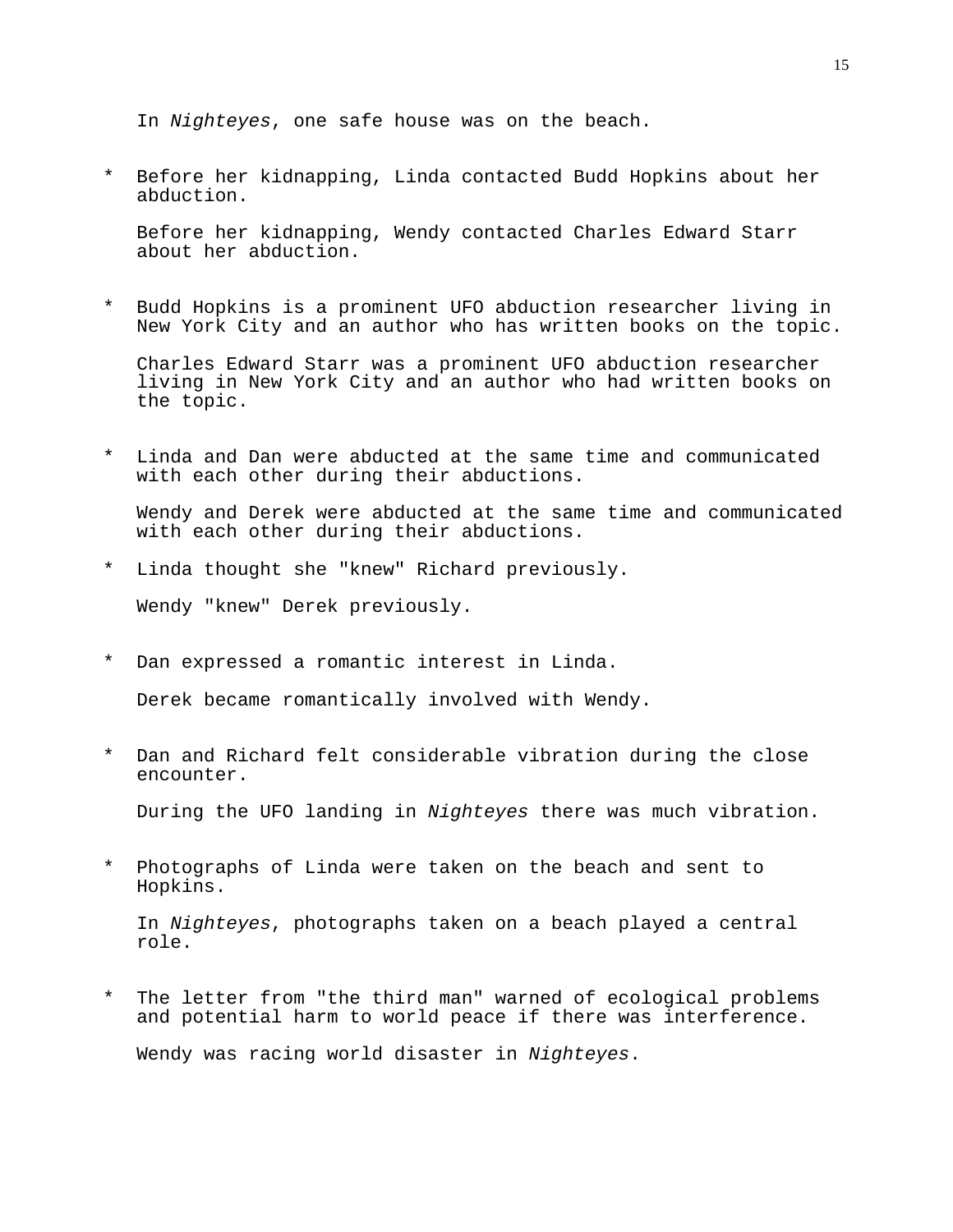In *Nighteyes*, one safe house was on the beach.

* Before her kidnapping, Linda contacted Budd Hopkins about her abduction.

  Before her kidnapping, Wendy contacted Charles Edward Starr about her abduction.

* Budd Hopkins is a prominent UFO abduction researcher living in New York City and an author who has written books on the topic.

  Charles Edward Starr was a prominent UFO abduction researcher living in New York City and an author who had written books on the topic.

* Linda and Dan were abducted at the same time and communicated with each other during their abductions.

  Wendy and Derek were abducted at the same time and communicated with each other during their abductions.

* Linda thought she "knew" Richard previously.

  Wendy "knew" Derek previously.

* Dan expressed a romantic interest in Linda.

  Derek became romantically involved with Wendy.

* Dan and Richard felt considerable vibration during the close encounter.

  During the UFO landing in *Nighteyes* there was much vibration.

* Photographs of Linda were taken on the beach and sent to Hopkins.

  In *Nighteyes*, photographs taken on a beach played a central role.

* The letter from "the third man" warned of ecological problems and potential harm to world peace if there was interference.

  Wendy was racing world disaster in *Nighteyes*.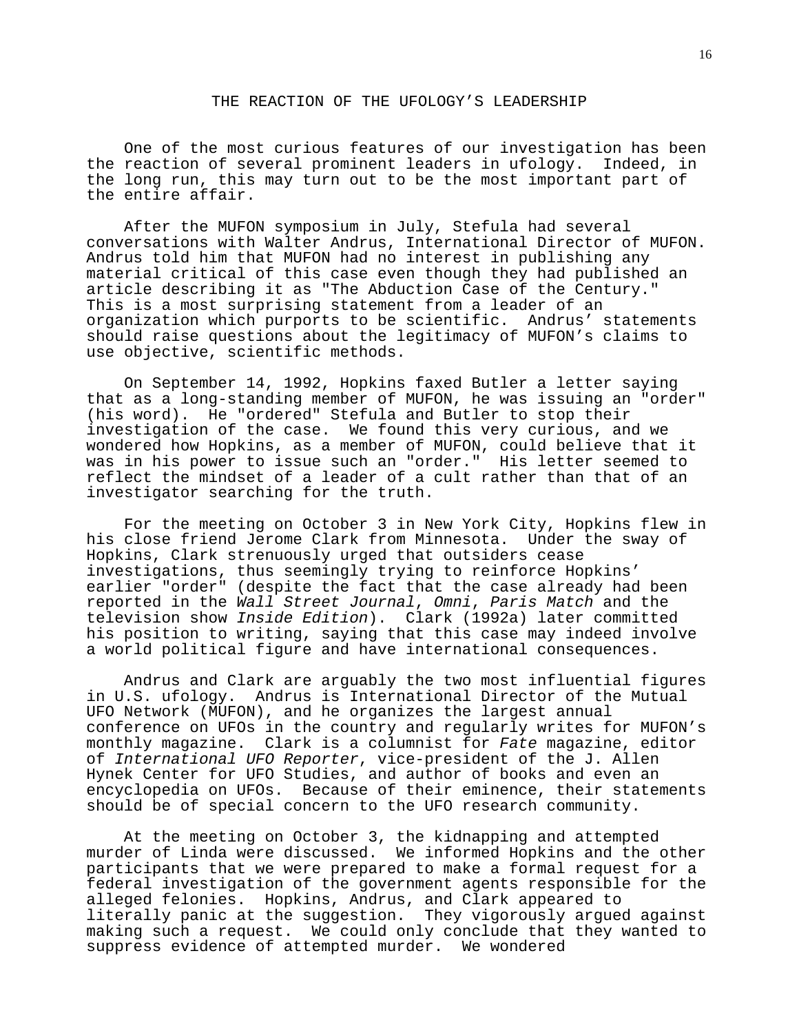## THE REACTION OF THE UFOLOGY'S LEADERSHIP

One of the most curious features of our investigation has been the reaction of several prominent leaders in ufology. Indeed, in the long run, this may turn out to be the most important part of the entire affair.

After the MUFON symposium in July, Stefula had several conversations with Walter Andrus, International Director of MUFON. Andrus told him that MUFON had no interest in publishing any material critical of this case even though they had published an article describing it as "The Abduction Case of the Century." This is a most surprising statement from a leader of an organization which purports to be scientific. Andrus' statements should raise questions about the legitimacy of MUFON's claims to use objective, scientific methods.

On September 14, 1992, Hopkins faxed Butler a letter saying that as a long-standing member of MUFON, he was issuing an "order" (his word). He "ordered" Stefula and Butler to stop their investigation of the case. We found this very curious, and we wondered how Hopkins, as a member of MUFON, could believe that it was in his power to issue such an "order." His letter seemed to reflect the mindset of a leader of a cult rather than that of an investigator searching for the truth.

For the meeting on October 3 in New York City, Hopkins flew in his close friend Jerome Clark from Minnesota. Under the sway of Hopkins, Clark strenuously urged that outsiders cease investigations, thus seemingly trying to reinforce Hopkins' earlier "order" (despite the fact that the case already had been reported in the *Wall Street Journal*, *Omni*, *Paris Match* and the television show *Inside Edition*). Clark (1992a) later committed his position to writing, saying that this case may indeed involve a world political figure and have international consequences.

Andrus and Clark are arguably the two most influential figures in U.S. ufology. Andrus is International Director of the Mutual UFO Network (MUFON), and he organizes the largest annual conference on UFOs in the country and regularly writes for MUFON's monthly magazine. Clark is a columnist for *Fate* magazine, editor of *International UFO Reporter*, vice-president of the J. Allen Hynek Center for UFO Studies, and author of books and even an encyclopedia on UFOs. Because of their eminence, their statements should be of special concern to the UFO research community.

At the meeting on October 3, the kidnapping and attempted murder of Linda were discussed. We informed Hopkins and the other participants that we were prepared to make a formal request for a federal investigation of the government agents responsible for the alleged felonies. Hopkins, Andrus, and Clark appeared to literally panic at the suggestion. They vigorously argued against making such a request. We could only conclude that they wanted to suppress evidence of attempted murder. We wondered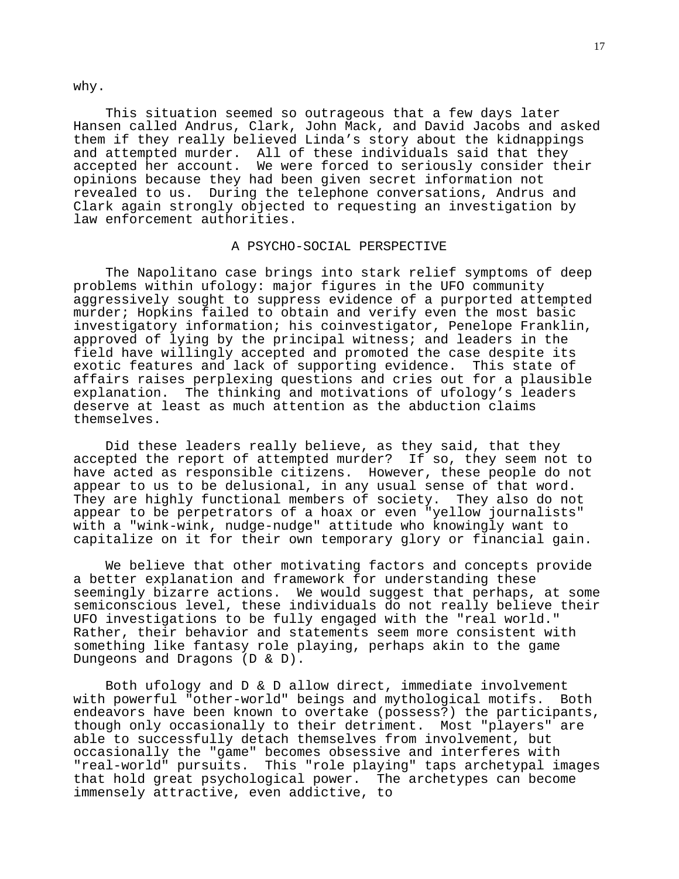why.

This situation seemed so outrageous that a few days later Hansen called Andrus, Clark, John Mack, and David Jacobs and asked them if they really believed Linda’s story about the kidnappings and attempted murder. All of these individuals said that they accepted her account. We were forced to seriously consider their opinions because they had been given secret information not revealed to us. During the telephone conversations, Andrus and Clark again strongly objected to requesting an investigation by law enforcement authorities.

## A PSYCHO-SOCIAL PERSPECTIVE

The Napolitano case brings into stark relief symptoms of deep problems within ufology: major figures in the UFO community aggressively sought to suppress evidence of a purported attempted murder; Hopkins failed to obtain and verify even the most basic investigatory information; his coinvestigator, Penelope Franklin, approved of lying by the principal witness; and leaders in the field have willingly accepted and promoted the case despite its exotic features and lack of supporting evidence. This state of affairs raises perplexing questions and cries out for a plausible explanation. The thinking and motivations of ufology’s leaders deserve at least as much attention as the abduction claims themselves.

Did these leaders really believe, as they said, that they accepted the report of attempted murder? If so, they seem not to have acted as responsible citizens. However, these people do not appear to us to be delusional, in any usual sense of that word. They are highly functional members of society. They also do not appear to be perpetrators of a hoax or even "yellow journalists" with a "wink-wink, nudge-nudge" attitude who knowingly want to capitalize on it for their own temporary glory or financial gain.

We believe that other motivating factors and concepts provide a better explanation and framework for understanding these seemingly bizarre actions. We would suggest that perhaps, at some semiconscious level, these individuals do not really believe their UFO investigations to be fully engaged with the "real world." Rather, their behavior and statements seem more consistent with something like fantasy role playing, perhaps akin to the game Dungeons and Dragons (D & D).

Both ufology and D & D allow direct, immediate involvement with powerful "other-world" beings and mythological motifs. Both endeavors have been known to overtake (possess?) the participants, though only occasionally to their detriment. Most "players" are able to successfully detach themselves from involvement, but occasionally the "game" becomes obsessive and interferes with "real-world" pursuits. This "role playing" taps archetypal images that hold great psychological power. The archetypes can become immensely attractive, even addictive, to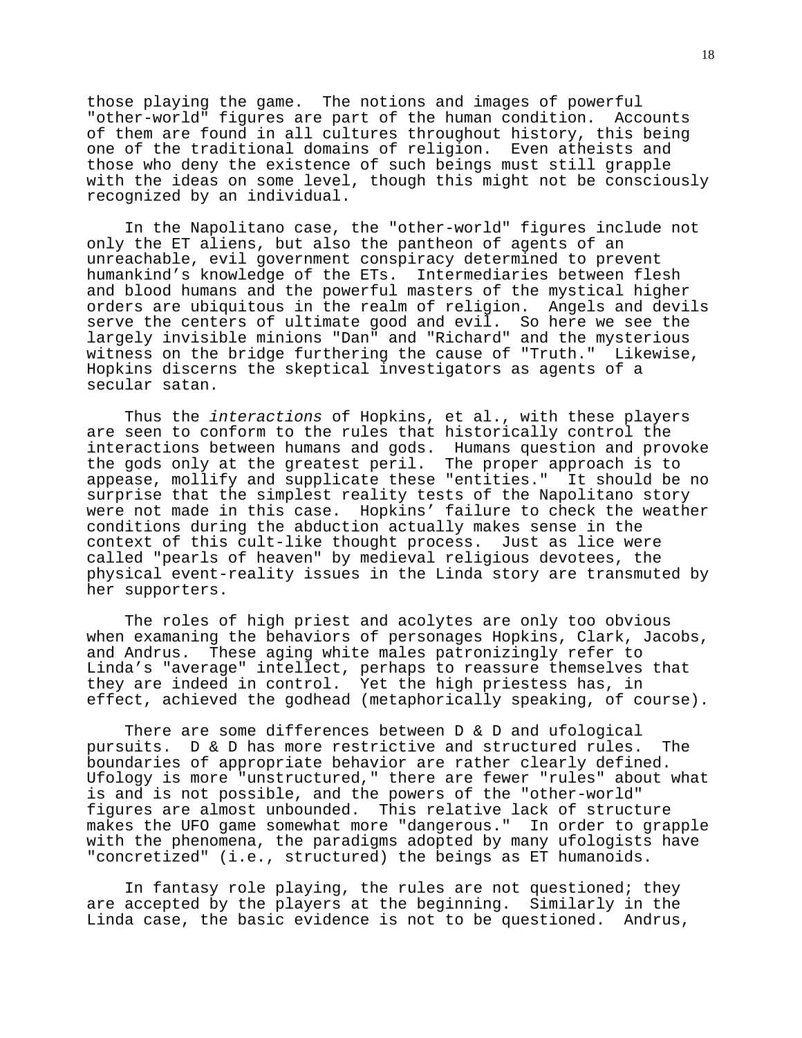those playing the game. The notions and images of powerful "other-world" figures are part of the human condition. Accounts of them are found in all cultures throughout history, this being one of the traditional domains of religion. Even atheists and those who deny the existence of such beings must still grapple with the ideas on some level, though this might not be consciously recognized by an individual.

In the Napolitano case, the "other-world" figures include not only the ET aliens, but also the pantheon of agents of an unreachable, evil government conspiracy determined to prevent humankind's knowledge of the ETs. Intermediaries between flesh and blood humans and the powerful masters of the mystical higher orders are ubiquitous in the realm of religion. Angels and devils serve the centers of ultimate good and evil. So here we see the largely invisible minions "Dan" and "Richard" and the mysterious witness on the bridge furthering the cause of "Truth." Likewise, Hopkins discerns the skeptical investigators as agents of a secular satan.

Thus the *interactions* of Hopkins, et al., with these players are seen to conform to the rules that historically control the interactions between humans and gods. Humans question and provoke the gods only at the greatest peril. The proper approach is to appease, mollify and supplicate these "entities." It should be no surprise that the simplest reality tests of the Napolitano story were not made in this case. Hopkins' failure to check the weather conditions during the abduction actually makes sense in the context of this cult-like thought process. Just as lice were called "pearls of heaven" by medieval religious devotees, the physical event-reality issues in the Linda story are transmuted by her supporters.

The roles of high priest and acolytes are only too obvious when examaning the behaviors of personages Hopkins, Clark, Jacobs, and Andrus. These aging white males patronizingly refer to Linda's "average" intellect, perhaps to reassure themselves that they are indeed in control. Yet the high priestess has, in effect, achieved the godhead (metaphorically speaking, of course).

There are some differences between D & D and ufological pursuits. D & D has more restrictive and structured rules. The boundaries of appropriate behavior are rather clearly defined. Ufology is more "unstructured," there are fewer "rules" about what is and is not possible, and the powers of the "other-world" figures are almost unbounded. This relative lack of structure makes the UFO game somewhat more "dangerous." In order to grapple with the phenomena, the paradigms adopted by many ufologists have "concretized" (i.e., structured) the beings as ET humanoids.

In fantasy role playing, the rules are not questioned; they are accepted by the players at the beginning. Similarly in the Linda case, the basic evidence is not to be questioned. Andrus,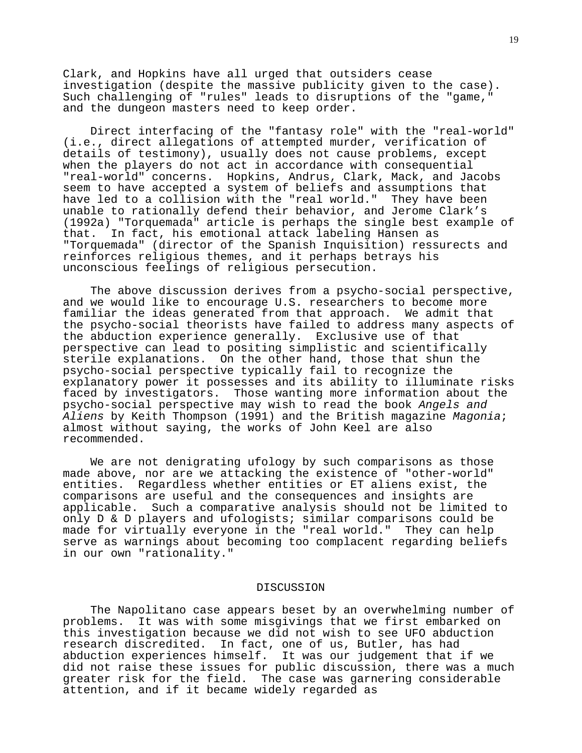Clark, and Hopkins have all urged that outsiders cease investigation (despite the massive publicity given to the case). Such challenging of "rules" leads to disruptions of the "game," and the dungeon masters need to keep order.

Direct interfacing of the "fantasy role" with the "real-world" (i.e., direct allegations of attempted murder, verification of details of testimony), usually does not cause problems, except when the players do not act in accordance with consequential "real-world" concerns. Hopkins, Andrus, Clark, Mack, and Jacobs seem to have accepted a system of beliefs and assumptions that have led to a collision with the "real world." They have been unable to rationally defend their behavior, and Jerome Clark's (1992a) "Torquemada" article is perhaps the single best example of that. In fact, his emotional attack labeling Hansen as "Torquemada" (director of the Spanish Inquisition) ressurects and reinforces religious themes, and it perhaps betrays his unconscious feelings of religious persecution.

The above discussion derives from a psycho-social perspective, and we would like to encourage U.S. researchers to become more familiar the ideas generated from that approach. We admit that the psycho-social theorists have failed to address many aspects of the abduction experience generally. Exclusive use of that perspective can lead to positing simplistic and scientifically sterile explanations. On the other hand, those that shun the psycho-social perspective typically fail to recognize the explanatory power it possesses and its ability to illuminate risks faced by investigators. Those wanting more information about the psycho-social perspective may wish to read the book *Angels and Aliens* by Keith Thompson (1991) and the British magazine *Magonia*; almost without saying, the works of John Keel are also recommended.

We are not denigrating ufology by such comparisons as those made above, nor are we attacking the existence of "other-world" entities. Regardless whether entities or ET aliens exist, the comparisons are useful and the consequences and insights are applicable. Such a comparative analysis should not be limited to only D & D players and ufologists; similar comparisons could be made for virtually everyone in the "real world." They can help serve as warnings about becoming too complacent regarding beliefs in our own "rationality."

## DISCUSSION

The Napolitano case appears beset by an overwhelming number of problems. It was with some misgivings that we first embarked on this investigation because we did not wish to see UFO abduction research discredited. In fact, one of us, Butler, has had abduction experiences himself. It was our judgement that if we did not raise these issues for public discussion, there was a much greater risk for the field. The case was garnering considerable attention, and if it became widely regarded as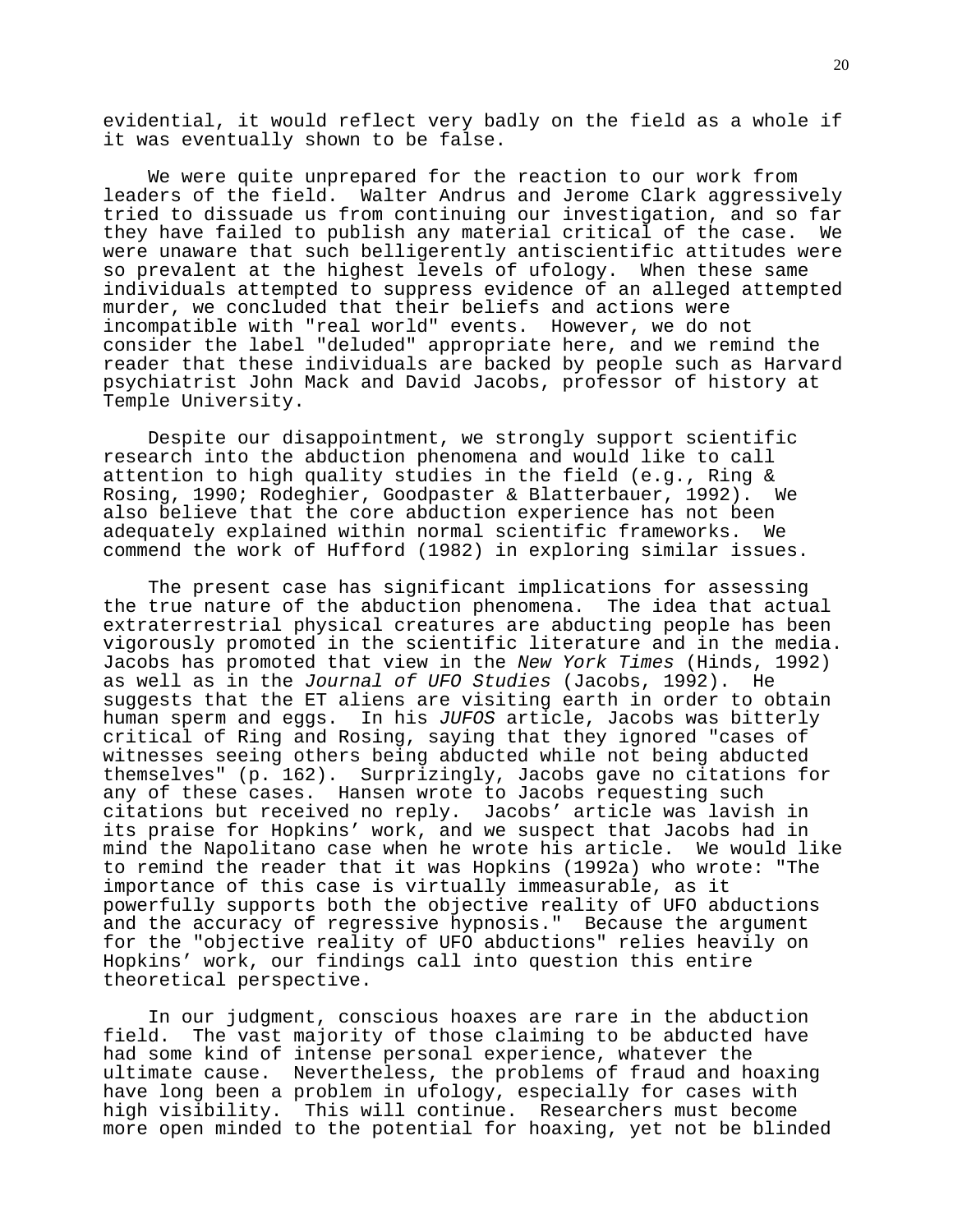evidential, it would reflect very badly on the field as a whole if it was eventually shown to be false.

We were quite unprepared for the reaction to our work from leaders of the field. Walter Andrus and Jerome Clark aggressively tried to dissuade us from continuing our investigation, and so far they have failed to publish any material critical of the case. We were unaware that such belligerently antiscientific attitudes were so prevalent at the highest levels of ufology. When these same individuals attempted to suppress evidence of an alleged attempted murder, we concluded that their beliefs and actions were incompatible with "real world" events. However, we do not consider the label "deluded" appropriate here, and we remind the reader that these individuals are backed by people such as Harvard psychiatrist John Mack and David Jacobs, professor of history at Temple University.

Despite our disappointment, we strongly support scientific research into the abduction phenomena and would like to call attention to high quality studies in the field (e.g., Ring & Rosing, 1990; Rodeghier, Goodpaster & Blatterbauer, 1992). We also believe that the core abduction experience has not been adequately explained within normal scientific frameworks. We commend the work of Hufford (1982) in exploring similar issues.

The present case has significant implications for assessing the true nature of the abduction phenomena. The idea that actual extraterrestrial physical creatures are abducting people has been vigorously promoted in the scientific literature and in the media. Jacobs has promoted that view in the *New York Times* (Hinds, 1992) as well as in the *Journal of UFO Studies* (Jacobs, 1992). He suggests that the ET aliens are visiting earth in order to obtain human sperm and eggs. In his *JUFOS* article, Jacobs was bitterly critical of Ring and Rosing, saying that they ignored "cases of witnesses seeing others being abducted while not being abducted themselves" (p. 162). Surprizingly, Jacobs gave no citations for any of these cases. Hansen wrote to Jacobs requesting such citations but received no reply. Jacobs' article was lavish in its praise for Hopkins' work, and we suspect that Jacobs had in mind the Napolitano case when he wrote his article. We would like to remind the reader that it was Hopkins (1992a) who wrote: "The importance of this case is virtually immeasurable, as it powerfully supports both the objective reality of UFO abductions and the accuracy of regressive hypnosis." Because the argument for the "objective reality of UFO abductions" relies heavily on Hopkins' work, our findings call into question this entire theoretical perspective.

In our judgment, conscious hoaxes are rare in the abduction field. The vast majority of those claiming to be abducted have had some kind of intense personal experience, whatever the ultimate cause. Nevertheless, the problems of fraud and hoaxing have long been a problem in ufology, especially for cases with high visibility. This will continue. Researchers must become more open minded to the potential for hoaxing, yet not be blinded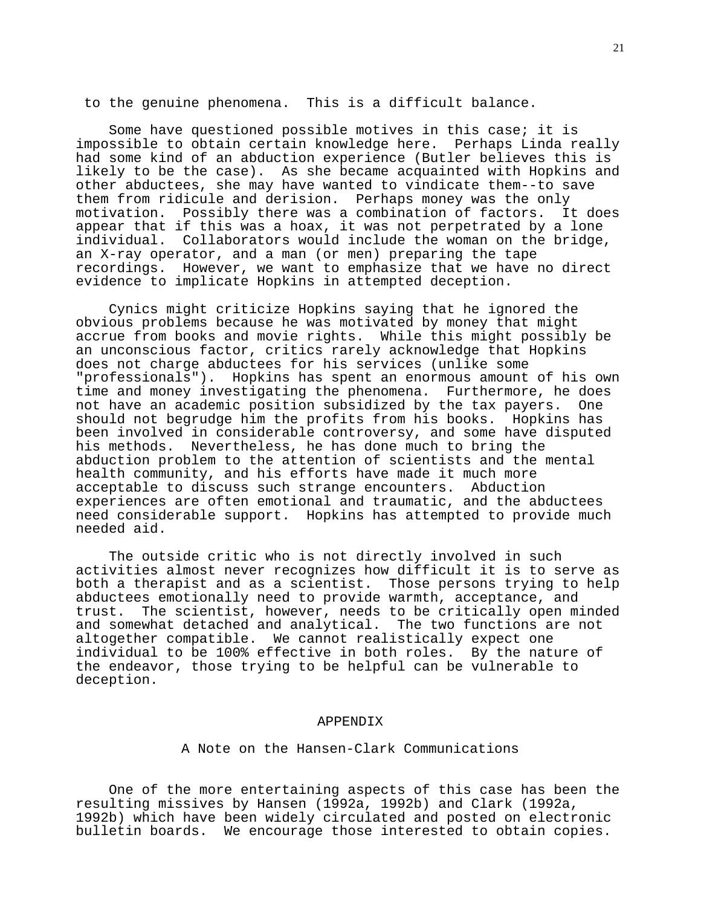to the genuine phenomena. This is a difficult balance.

Some have questioned possible motives in this case; it is impossible to obtain certain knowledge here. Perhaps Linda really had some kind of an abduction experience (Butler believes this is likely to be the case). As she became acquainted with Hopkins and other abductees, she may have wanted to vindicate them--to save them from ridicule and derision. Perhaps money was the only motivation. Possibly there was a combination of factors. It does appear that if this was a hoax, it was not perpetrated by a lone individual. Collaborators would include the woman on the bridge, an X-ray operator, and a man (or men) preparing the tape recordings. However, we want to emphasize that we have no direct evidence to implicate Hopkins in attempted deception.

Cynics might criticize Hopkins saying that he ignored the obvious problems because he was motivated by money that might accrue from books and movie rights. While this might possibly be an unconscious factor, critics rarely acknowledge that Hopkins does not charge abductees for his services (unlike some "professionals"). Hopkins has spent an enormous amount of his own time and money investigating the phenomena. Furthermore, he does not have an academic position subsidized by the tax payers. One should not begrudge him the profits from his books. Hopkins has been involved in considerable controversy, and some have disputed his methods. Nevertheless, he has done much to bring the abduction problem to the attention of scientists and the mental health community, and his efforts have made it much more acceptable to discuss such strange encounters. Abduction experiences are often emotional and traumatic, and the abductees need considerable support. Hopkins has attempted to provide much needed aid.

The outside critic who is not directly involved in such activities almost never recognizes how difficult it is to serve as both a therapist and as a scientist. Those persons trying to help abductees emotionally need to provide warmth, acceptance, and trust. The scientist, however, needs to be critically open minded and somewhat detached and analytical. The two functions are not altogether compatible. We cannot realistically expect one individual to be 100% effective in both roles. By the nature of the endeavor, those trying to be helpful can be vulnerable to deception.

## APPENDIX

### A Note on the Hansen-Clark Communications

One of the more entertaining aspects of this case has been the resulting missives by Hansen (1992a, 1992b) and Clark (1992a, 1992b) which have been widely circulated and posted on electronic bulletin boards. We encourage those interested to obtain copies.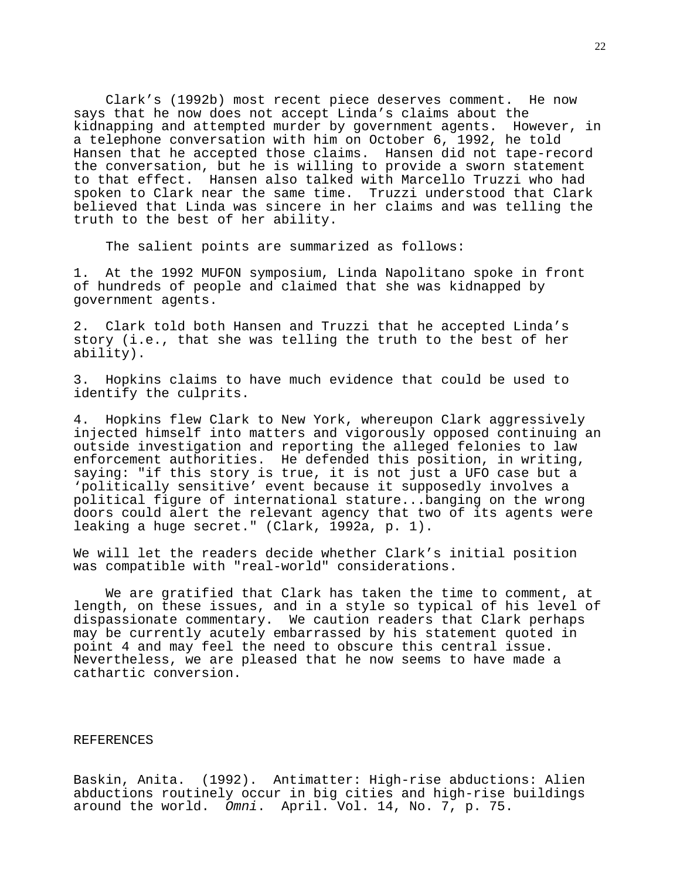Clark's (1992b) most recent piece deserves comment. He now says that he now does not accept Linda's claims about the kidnapping and attempted murder by government agents. However, in a telephone conversation with him on October 6, 1992, he told Hansen that he accepted those claims. Hansen did not tape-record the conversation, but he is willing to provide a sworn statement to that effect. Hansen also talked with Marcello Truzzi who had spoken to Clark near the same time. Truzzi understood that Clark believed that Linda was sincere in her claims and was telling the truth to the best of her ability.

The salient points are summarized as follows:

1. At the 1992 MUFON symposium, Linda Napolitano spoke in front of hundreds of people and claimed that she was kidnapped by government agents.

2. Clark told both Hansen and Truzzi that he accepted Linda's story (i.e., that she was telling the truth to the best of her ability).

3. Hopkins claims to have much evidence that could be used to identify the culprits.

4. Hopkins flew Clark to New York, whereupon Clark aggressively injected himself into matters and vigorously opposed continuing an outside investigation and reporting the alleged felonies to law enforcement authorities. He defended this position, in writing, saying: "if this story is true, it is not just a UFO case but a 'politically sensitive' event because it supposedly involves a political figure of international stature...banging on the wrong doors could alert the relevant agency that two of its agents were leaking a huge secret." (Clark, 1992a, p. 1).

We will let the readers decide whether Clark's initial position was compatible with "real-world" considerations.

We are gratified that Clark has taken the time to comment, at length, on these issues, and in a style so typical of his level of dispassionate commentary. We caution readers that Clark perhaps may be currently acutely embarrassed by his statement quoted in point 4 and may feel the need to obscure this central issue. Nevertheless, we are pleased that he now seems to have made a cathartic conversion.

## REFERENCES

Baskin, Anita. (1992). Antimatter: High-rise abductions: Alien abductions routinely occur in big cities and high-rise buildings around the world. *Omni*. April. Vol. 14, No. 7, p. 75.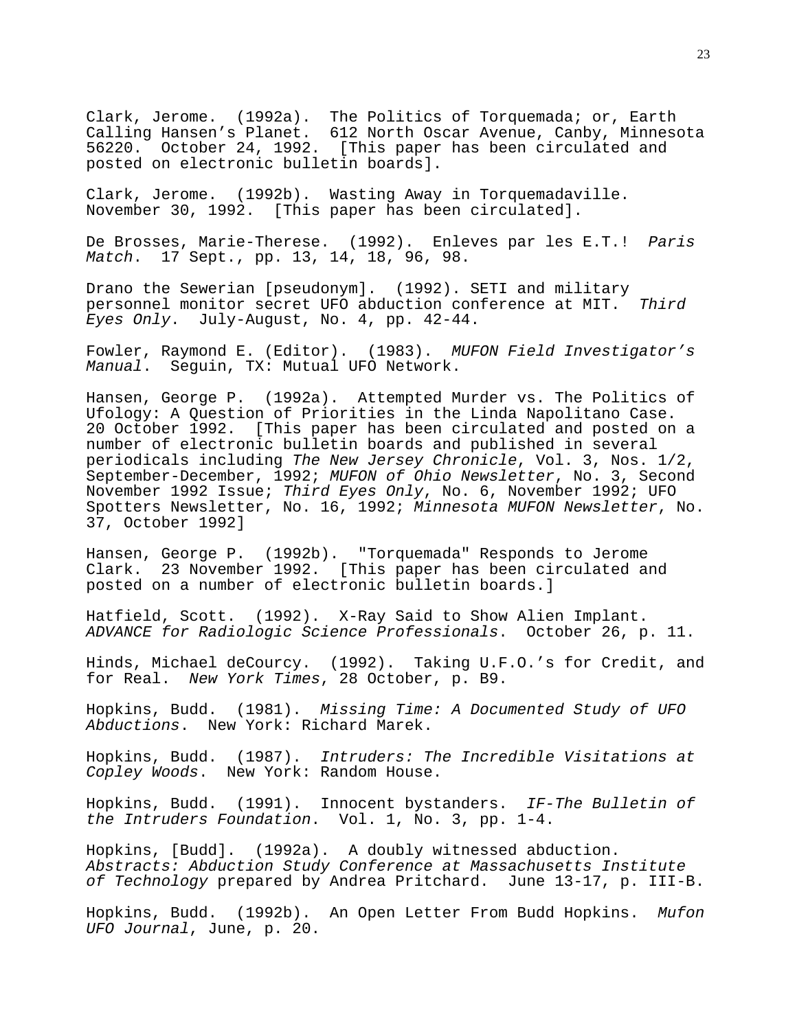Clark, Jerome. (1992a). The Politics of Torquemada; or, Earth Calling Hansen's Planet. 612 North Oscar Avenue, Canby, Minnesota 56220. October 24, 1992. [This paper has been circulated and posted on electronic bulletin boards].

Clark, Jerome. (1992b). Wasting Away in Torquemadaville. November 30, 1992. [This paper has been circulated].

De Brosses, Marie-Therese. (1992). Enleves par les E.T.! *Paris Match*. 17 Sept., pp. 13, 14, 18, 96, 98.

Drano the Sewerian [pseudonym]. (1992). SETI and military personnel monitor secret UFO abduction conference at MIT. *Third Eyes Only*. July-August, No. 4, pp. 42-44.

Fowler, Raymond E. (Editor). (1983). *MUFON Field Investigator's Manual*. Seguin, TX: Mutual UFO Network.

Hansen, George P. (1992a). Attempted Murder vs. The Politics of Ufology: A Question of Priorities in the Linda Napolitano Case. 20 October 1992. [This paper has been circulated and posted on a number of electronic bulletin boards and published in several periodicals including *The New Jersey Chronicle*, Vol. 3, Nos. 1/2, September-December, 1992; *MUFON of Ohio Newsletter*, No. 3, Second November 1992 Issue; *Third Eyes Only*, No. 6, November 1992; UFO Spotters Newsletter, No. 16, 1992; *Minnesota MUFON Newsletter*, No. 37, October 1992]

Hansen, George P. (1992b). "Torquemada" Responds to Jerome Clark. 23 November 1992. [This paper has been circulated and posted on a number of electronic bulletin boards.]

Hatfield, Scott. (1992). X-Ray Said to Show Alien Implant. *ADVANCE for Radiologic Science Professionals*. October 26, p. 11.

Hinds, Michael deCourcy. (1992). Taking U.F.O.'s for Credit, and for Real. *New York Times*, 28 October, p. B9.

Hopkins, Budd. (1981). *Missing Time: A Documented Study of UFO Abductions*. New York: Richard Marek.

Hopkins, Budd. (1987). *Intruders: The Incredible Visitations at Copley Woods*. New York: Random House.

Hopkins, Budd. (1991). Innocent bystanders. *IF-The Bulletin of the Intruders Foundation*. Vol. 1, No. 3, pp. 1-4.

Hopkins, [Budd]. (1992a). A doubly witnessed abduction. *Abstracts: Abduction Study Conference at Massachusetts Institute of Technology* prepared by Andrea Pritchard. June 13-17, p. III-B.

Hopkins, Budd. (1992b). An Open Letter From Budd Hopkins. *Mufon UFO Journal*, June, p. 20.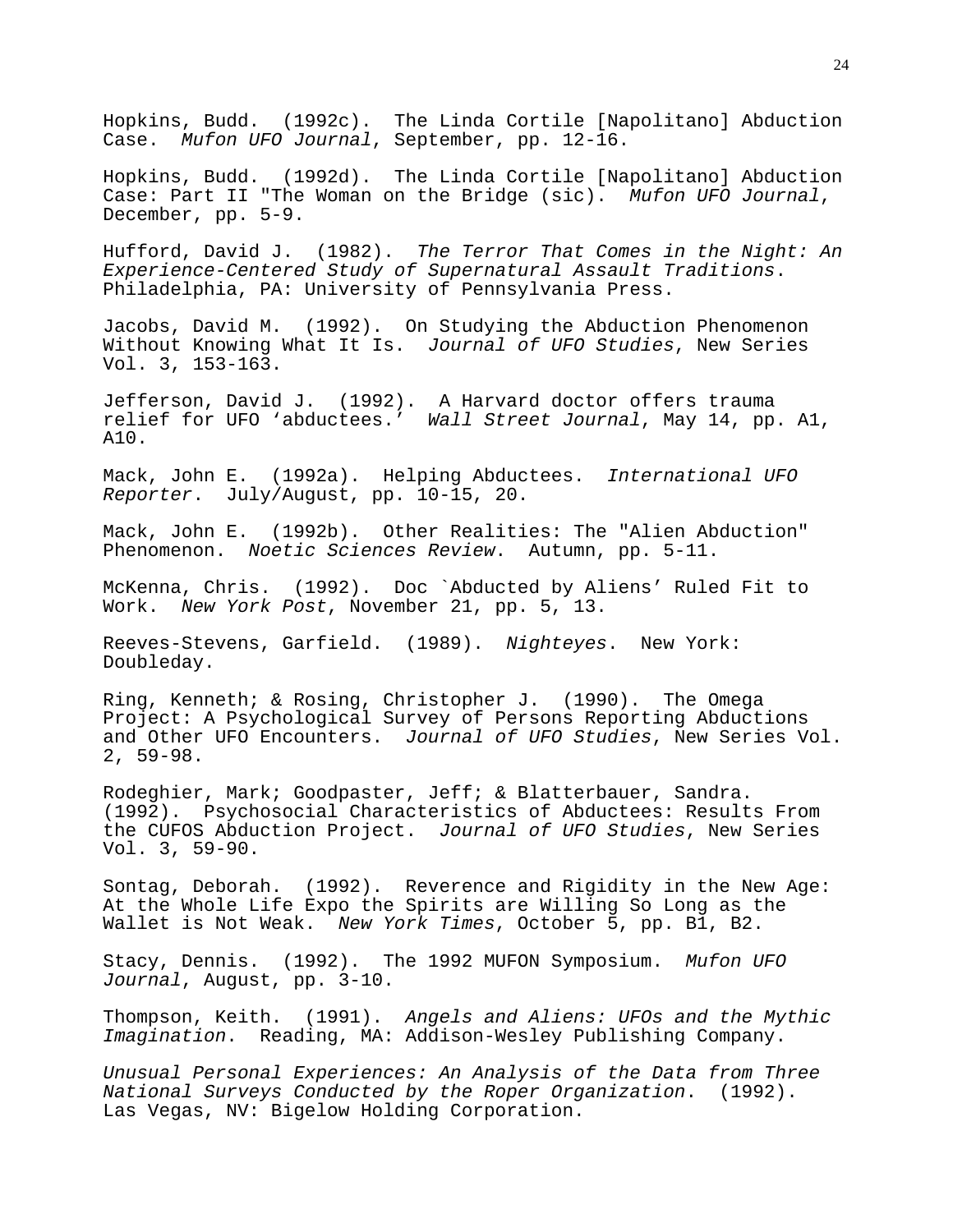Hopkins, Budd. (1992c). The Linda Cortile [Napolitano] Abduction Case. *Mufon UFO Journal*, September, pp. 12-16.

Hopkins, Budd. (1992d). The Linda Cortile [Napolitano] Abduction Case: Part II "The Woman on the Bridge (sic). *Mufon UFO Journal*, December, pp. 5-9.

Hufford, David J. (1982). *The Terror That Comes in the Night: An Experience-Centered Study of Supernatural Assault Traditions*. Philadelphia, PA: University of Pennsylvania Press.

Jacobs, David M. (1992). On Studying the Abduction Phenomenon Without Knowing What It Is. *Journal of UFO Studies*, New Series Vol. 3, 153-163.

Jefferson, David J. (1992). A Harvard doctor offers trauma relief for UFO 'abductees.' *Wall Street Journal*, May 14, pp. A1, A10.

Mack, John E. (1992a). Helping Abductees. *International UFO Reporter*. July/August, pp. 10-15, 20.

Mack, John E. (1992b). Other Realities: The "Alien Abduction" Phenomenon. *Noetic Sciences Review*. Autumn, pp. 5-11.

McKenna, Chris. (1992). Doc `Abducted by Aliens' Ruled Fit to Work. *New York Post*, November 21, pp. 5, 13.

Reeves-Stevens, Garfield. (1989). *Nighteyes*. New York: Doubleday.

Ring, Kenneth; & Rosing, Christopher J. (1990). The Omega Project: A Psychological Survey of Persons Reporting Abductions and Other UFO Encounters. *Journal of UFO Studies*, New Series Vol. 2, 59-98.

Rodeghier, Mark; Goodpaster, Jeff; & Blatterbauer, Sandra. (1992). Psychosocial Characteristics of Abductees: Results From the CUFOS Abduction Project. *Journal of UFO Studies*, New Series Vol. 3, 59-90.

Sontag, Deborah. (1992). Reverence and Rigidity in the New Age: At the Whole Life Expo the Spirits are Willing So Long as the Wallet is Not Weak. *New York Times*, October 5, pp. B1, B2.

Stacy, Dennis. (1992). The 1992 MUFON Symposium. *Mufon UFO Journal*, August, pp. 3-10.

Thompson, Keith. (1991). *Angels and Aliens: UFOs and the Mythic Imagination*. Reading, MA: Addison-Wesley Publishing Company.

*Unusual Personal Experiences: An Analysis of the Data from Three National Surveys Conducted by the Roper Organization*. (1992). Las Vegas, NV: Bigelow Holding Corporation.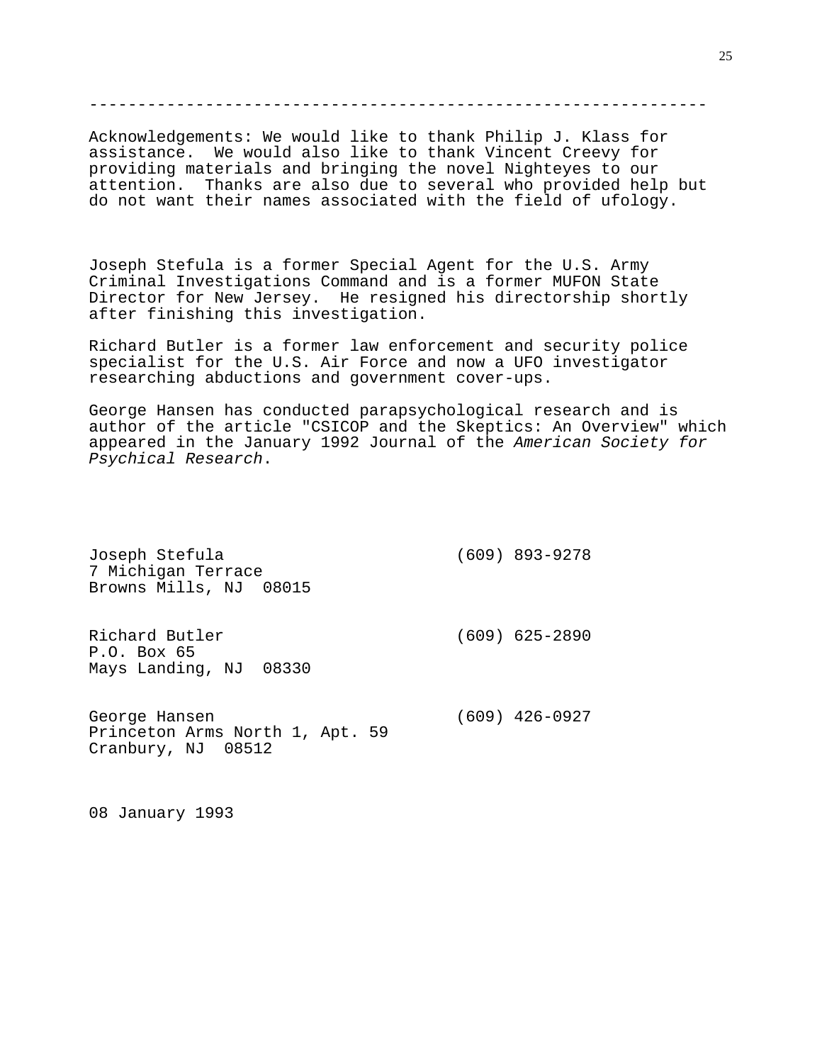---

Acknowledgements: We would like to thank Philip J. Klass for assistance. We would also like to thank Vincent Creevy for providing materials and bringing the novel Nighteyes to our attention. Thanks are also due to several who provided help but do not want their names associated with the field of ufology.

Joseph Stefula is a former Special Agent for the U.S. Army Criminal Investigations Command and is a former MUFON State Director for New Jersey. He resigned his directorship shortly after finishing this investigation.

Richard Butler is a former law enforcement and security police specialist for the U.S. Air Force and now a UFO investigator researching abductions and government cover-ups.

George Hansen has conducted parapsychological research and is author of the article "CSICOP and the Skeptics: An Overview" which appeared in the January 1992 Journal of the *American Society for Psychical Research*.

Joseph Stefula (609) 893-9278
7 Michigan Terrace
Browns Mills, NJ 08015

Richard Butler (609) 625-2890
P.O. Box 65
Mays Landing, NJ 08330

George Hansen (609) 426-0927
Princeton Arms North 1, Apt. 59
Cranbury, NJ 08512

08 January 1993